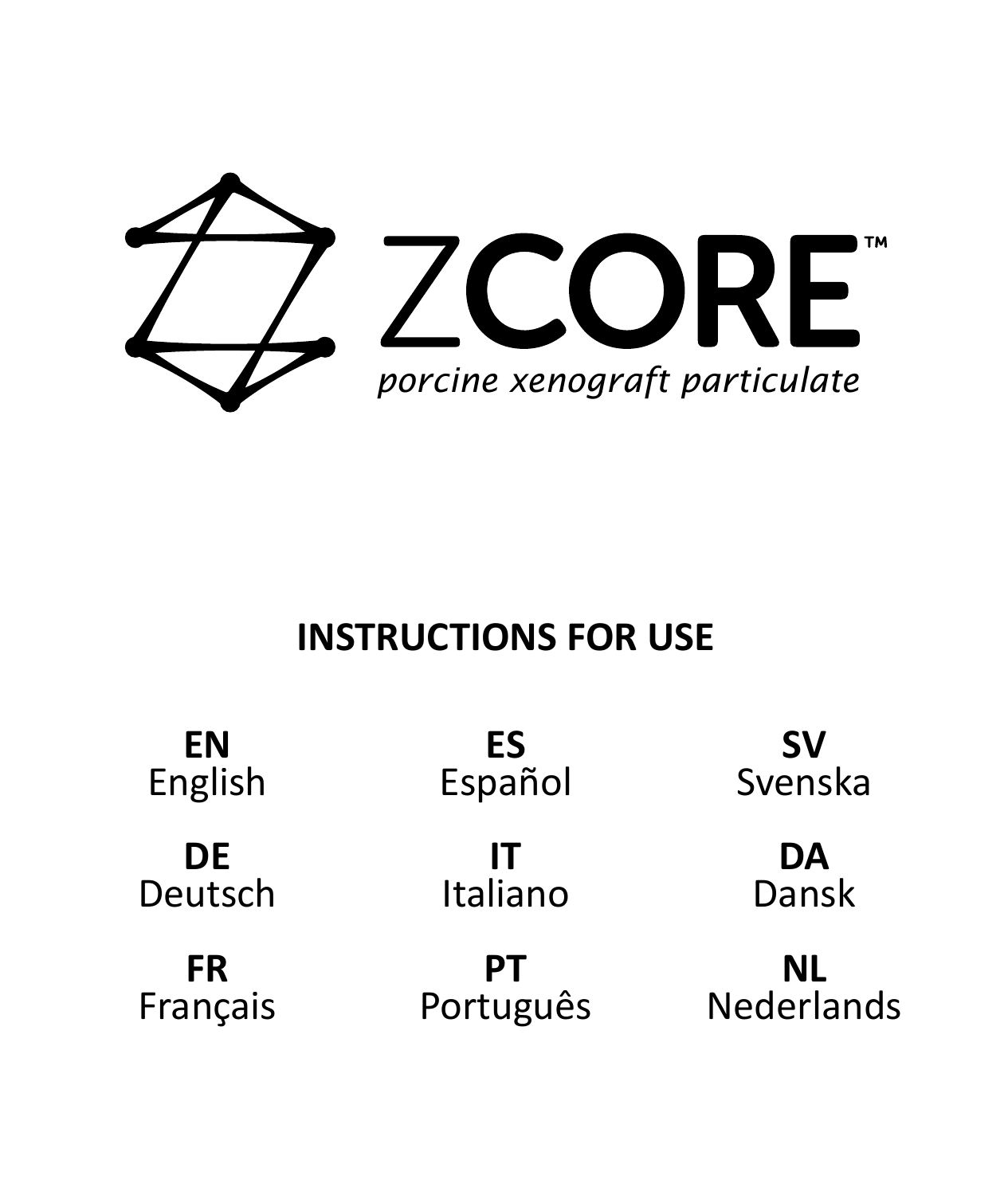# ZCORE™

*porcine xenograft particulate*

## INSTRUCTIONS FOR USE

**EN**
English

**ES**
Español

**SV**
Svenska

**DE**
Deutsch

**IT**
Italiano

**DA**
Dansk

**FR**
Français

**PT**
Português

**NL**
Nederlands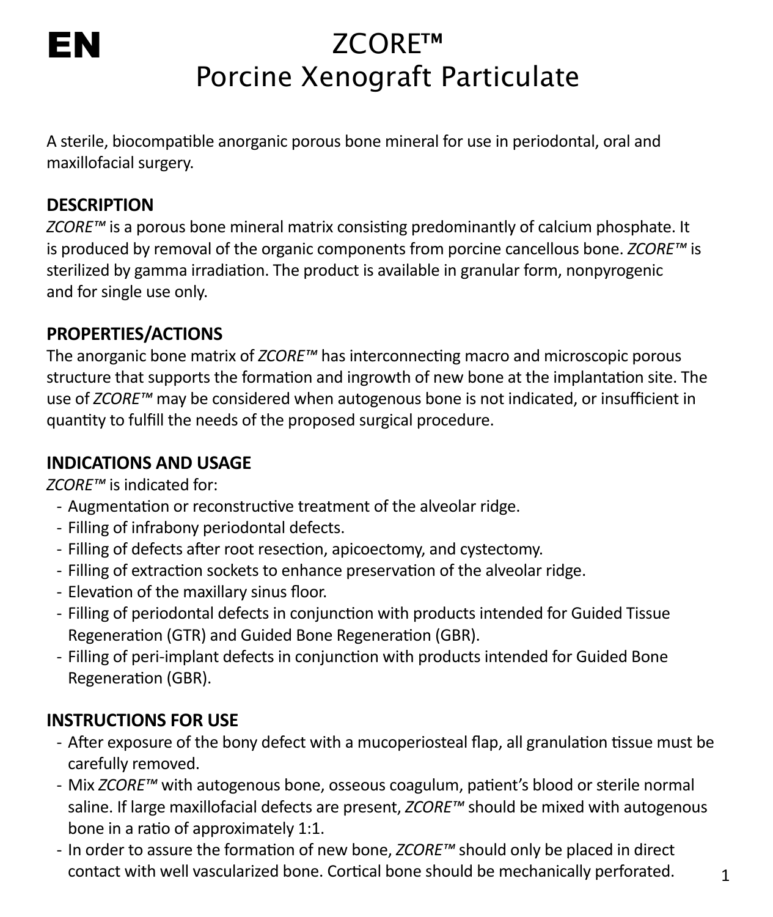**EN**

# ZCORE™
# Porcine Xenograft Particulate

A sterile, biocompatible anorganic porous bone mineral for use in periodontal, oral and maxillofacial surgery.

## DESCRIPTION

*ZCORE™* is a porous bone mineral matrix consisting predominantly of calcium phosphate. It is produced by removal of the organic components from porcine cancellous bone. *ZCORE™* is sterilized by gamma irradiation. The product is available in granular form, nonpyrogenic and for single use only.

## PROPERTIES/ACTIONS

The anorganic bone matrix of *ZCORE™* has interconnecting macro and microscopic porous structure that supports the formation and ingrowth of new bone at the implantation site. The use of *ZCORE™* may be considered when autogenous bone is not indicated, or insufficient in quantity to fulfill the needs of the proposed surgical procedure.

## INDICATIONS AND USAGE

*ZCORE™* is indicated for:

- Augmentation or reconstructive treatment of the alveolar ridge.
- Filling of infrabony periodontal defects.
- Filling of defects after root resection, apicoectomy, and cystectomy.
- Filling of extraction sockets to enhance preservation of the alveolar ridge.
- Elevation of the maxillary sinus floor.
- Filling of periodontal defects in conjunction with products intended for Guided Tissue Regeneration (GTR) and Guided Bone Regeneration (GBR).
- Filling of peri-implant defects in conjunction with products intended for Guided Bone Regeneration (GBR).

## INSTRUCTIONS FOR USE

- After exposure of the bony defect with a mucoperiosteal flap, all granulation tissue must be carefully removed.
- Mix *ZCORE™* with autogenous bone, osseous coagulum, patient's blood or sterile normal saline. If large maxillofacial defects are present, *ZCORE™* should be mixed with autogenous bone in a ratio of approximately 1:1.
- In order to assure the formation of new bone, *ZCORE™* should only be placed in direct contact with well vascularized bone. Cortical bone should be mechanically perforated.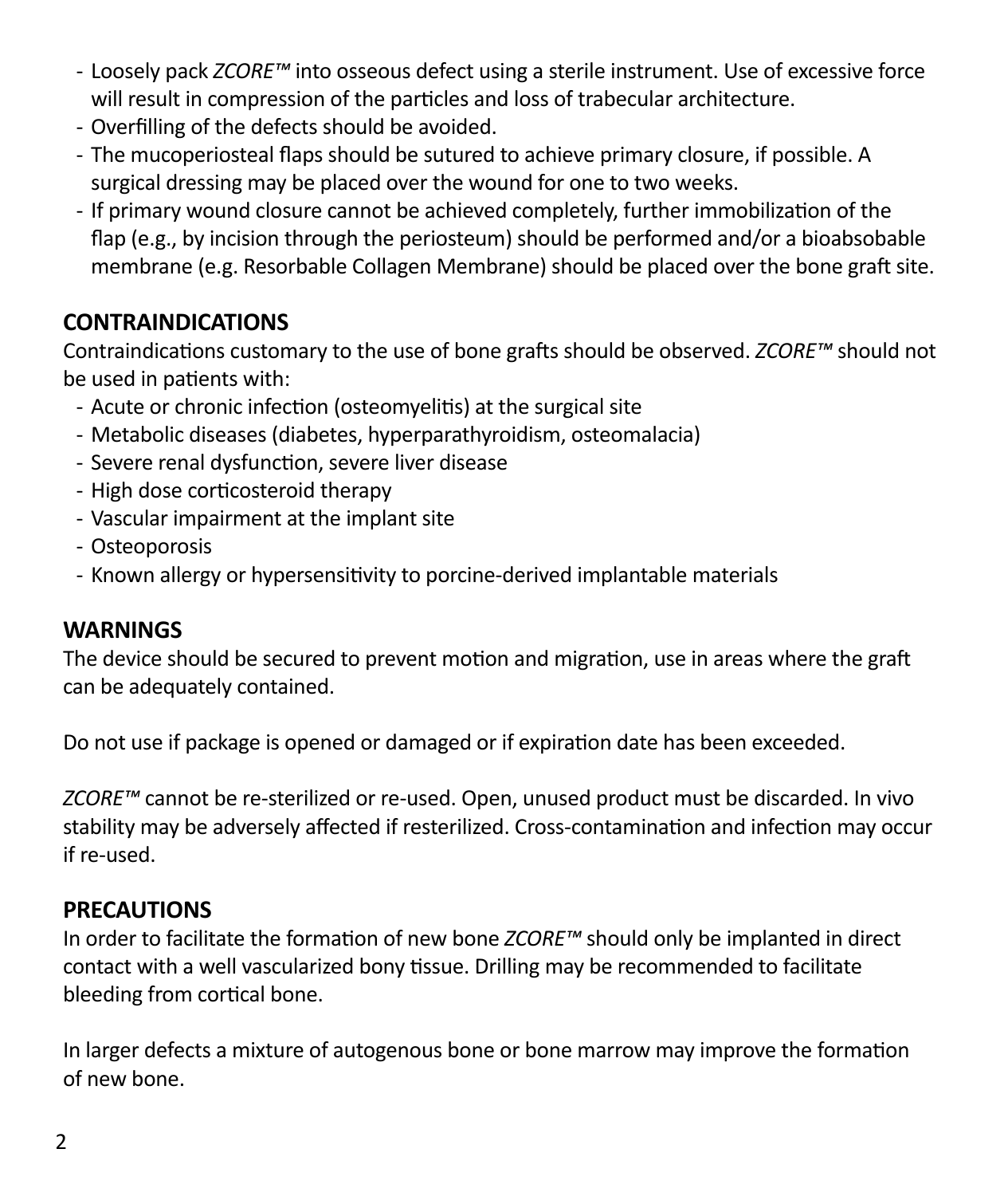- Loosely pack *ZCORE™* into osseous defect using a sterile instrument. Use of excessive force will result in compression of the particles and loss of trabecular architecture.
- Overfilling of the defects should be avoided.
- The mucoperiosteal flaps should be sutured to achieve primary closure, if possible. A surgical dressing may be placed over the wound for one to two weeks.
- If primary wound closure cannot be achieved completely, further immobilization of the flap (e.g., by incision through the periosteum) should be performed and/or a bioabsobable membrane (e.g. Resorbable Collagen Membrane) should be placed over the bone graft site.

## CONTRAINDICATIONS

Contraindications customary to the use of bone grafts should be observed. *ZCORE™* should not be used in patients with:

- Acute or chronic infection (osteomyelitis) at the surgical site
- Metabolic diseases (diabetes, hyperparathyroidism, osteomalacia)
- Severe renal dysfunction, severe liver disease
- High dose corticosteroid therapy
- Vascular impairment at the implant site
- Osteoporosis
- Known allergy or hypersensitivity to porcine-derived implantable materials

## WARNINGS

The device should be secured to prevent motion and migration, use in areas where the graft can be adequately contained.

Do not use if package is opened or damaged or if expiration date has been exceeded.

*ZCORE™* cannot be re-sterilized or re-used. Open, unused product must be discarded. In vivo stability may be adversely affected if resterilized. Cross-contamination and infection may occur if re-used.

## PRECAUTIONS

In order to facilitate the formation of new bone *ZCORE™* should only be implanted in direct contact with a well vascularized bony tissue. Drilling may be recommended to facilitate bleeding from cortical bone.

In larger defects a mixture of autogenous bone or bone marrow may improve the formation of new bone.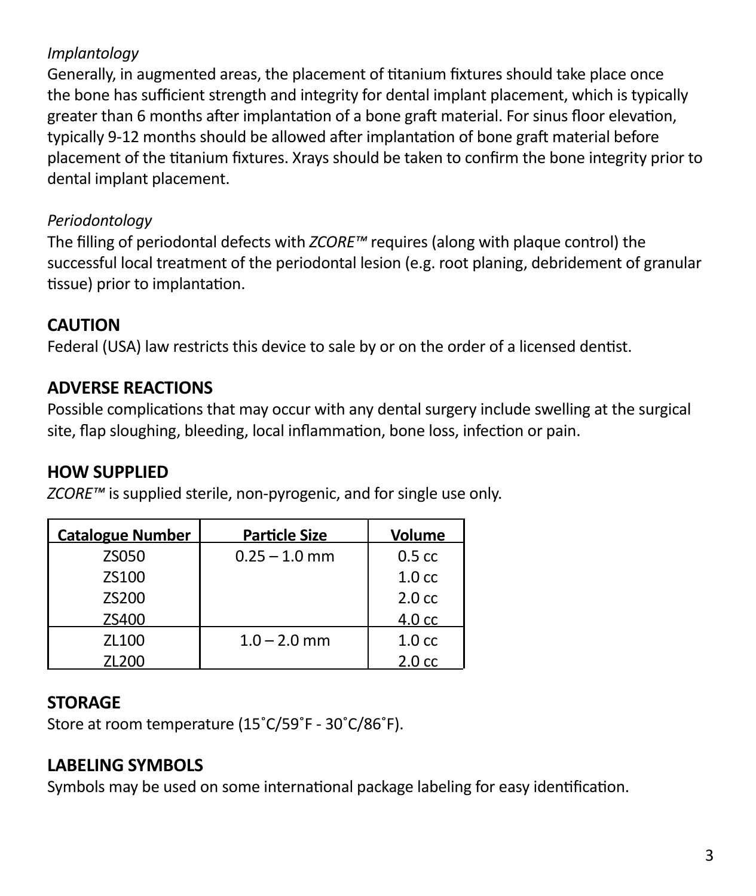*Implantology*

Generally, in augmented areas, the placement of titanium fixtures should take place once the bone has sufficient strength and integrity for dental implant placement, which is typically greater than 6 months after implantation of a bone graft material. For sinus floor elevation, typically 9-12 months should be allowed after implantation of bone graft material before placement of the titanium fixtures. Xrays should be taken to confirm the bone integrity prior to dental implant placement.

*Periodontology*

The filling of periodontal defects with *ZCORE™* requires (along with plaque control) the successful local treatment of the periodontal lesion (e.g. root planing, debridement of granular tissue) prior to implantation.

## CAUTION

Federal (USA) law restricts this device to sale by or on the order of a licensed dentist.

## ADVERSE REACTIONS

Possible complications that may occur with any dental surgery include swelling at the surgical site, flap sloughing, bleeding, local inflammation, bone loss, infection or pain.

## HOW SUPPLIED

*ZCORE™* is supplied sterile, non-pyrogenic, and for single use only.

| Catalogue Number | Particle Size | Volume |
|---|---|---|
| ZS050 | 0.25 – 1.0 mm | 0.5 cc |
| ZS100 | | 1.0 cc |
| ZS200 | | 2.0 cc |
| ZS400 | | 4.0 cc |
| ZL100 | 1.0 – 2.0 mm | 1.0 cc |
| ZL200 | | 2.0 cc |

## STORAGE

Store at room temperature (15˚C/59˚F - 30˚C/86˚F).

## LABELING SYMBOLS

Symbols may be used on some international package labeling for easy identification.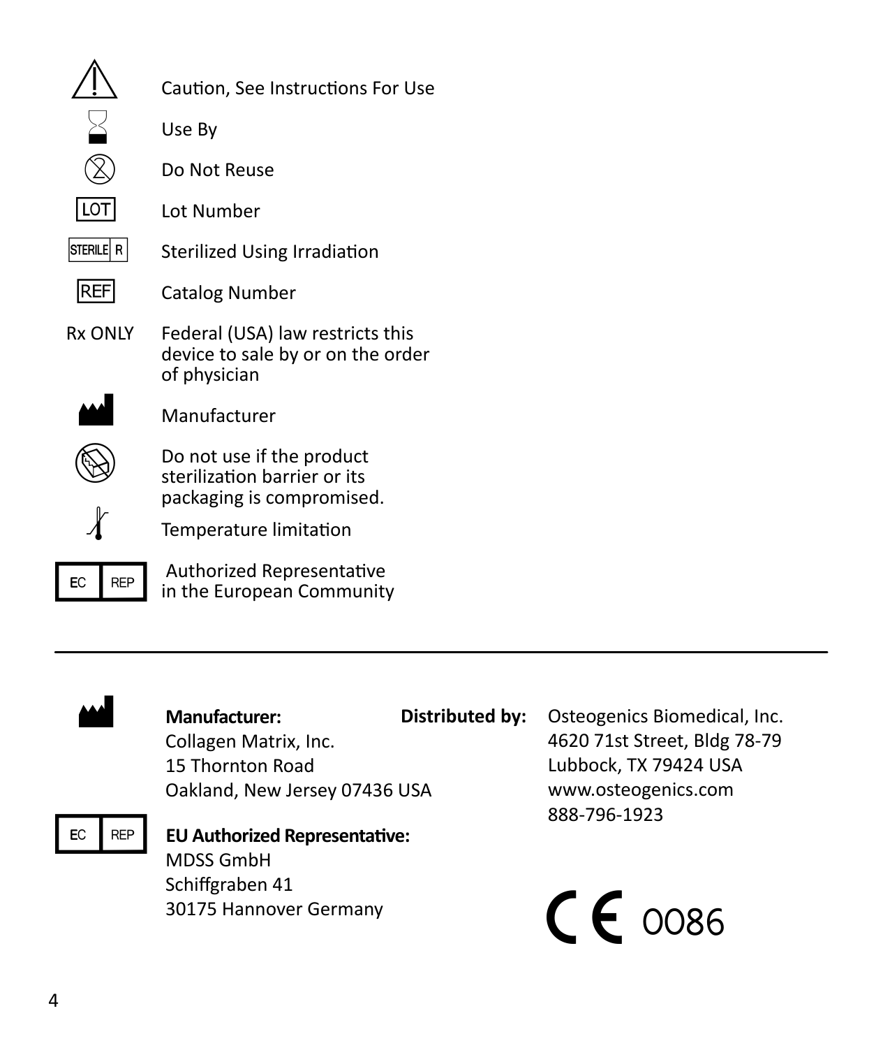| Symbol | Meaning |
| --- | --- |
| ⚠ | Caution, See Instructions For Use |
| ⌛ | Use By |
| ② | Do Not Reuse |
| LOT | Lot Number |
| STERILE R | Sterilized Using Irradiation |
| REF | Catalog Number |
| Rx ONLY | Federal (USA) law restricts this device to sale by or on the order of physician |
| 🏭 | Manufacturer |
| | Do not use if the product sterilization barrier or its packaging is compromised. |
| 🌡 | Temperature limitation |
| EC REP | Authorized Representative in the European Community |

---

**Manufacturer:**
Collagen Matrix, Inc.
15 Thornton Road
Oakland, New Jersey 07436 USA

**EU Authorized Representative:**
MDSS GmbH
Schiffgraben 41
30175 Hannover Germany

**Distributed by:**
Osteogenics Biomedical, Inc.
4620 71st Street, Bldg 78-79
Lubbock, TX 79424 USA
www.osteogenics.com
888-796-1923

CE 0086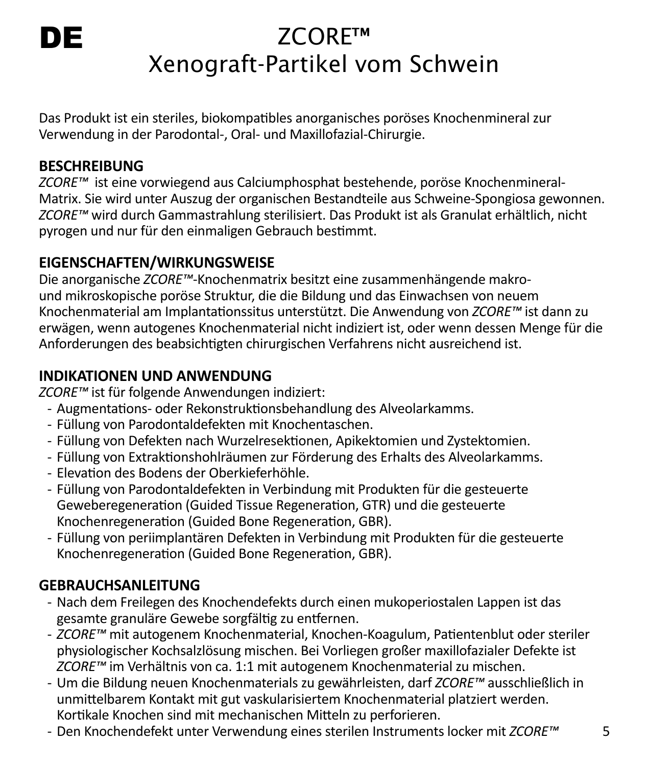# DE

# ZCORE™
# Xenograft-Partikel vom Schwein

Das Produkt ist ein steriles, biokompatibles anorganisches poröses Knochenmineral zur Verwendung in der Parodontal-, Oral- und Maxillofazial-Chirurgie.

## BESCHREIBUNG

*ZCORE™* ist eine vorwiegend aus Calciumphosphat bestehende, poröse Knochenmineral-Matrix. Sie wird unter Auszug der organischen Bestandteile aus Schweine-Spongiosa gewonnen. *ZCORE™* wird durch Gammastrahlung sterilisiert. Das Produkt ist als Granulat erhältlich, nicht pyrogen und nur für den einmaligen Gebrauch bestimmt.

## EIGENSCHAFTEN/WIRKUNGSWEISE

Die anorganische *ZCORE™*-Knochenmatrix besitzt eine zusammenhängende makro- und mikroskopische poröse Struktur, die die Bildung und das Einwachsen von neuem Knochenmaterial am Implantationssitus unterstützt. Die Anwendung von *ZCORE™* ist dann zu erwägen, wenn autogenes Knochenmaterial nicht indiziert ist, oder wenn dessen Menge für die Anforderungen des beabsichtigten chirurgischen Verfahrens nicht ausreichend ist.

## INDIKATIONEN UND ANWENDUNG

*ZCORE™* ist für folgende Anwendungen indiziert:

- Augmentations- oder Rekonstruktionsbehandlung des Alveolarkamms.
- Füllung von Parodontaldefekten mit Knochentaschen.
- Füllung von Defekten nach Wurzelresektionen, Apikektomien und Zystektomien.
- Füllung von Extraktionshohlräumen zur Förderung des Erhalts des Alveolarkamms.
- Elevation des Bodens der Oberkieferhöhle.
- Füllung von Parodontaldefekten in Verbindung mit Produkten für die gesteuerte Geweberegeneration (Guided Tissue Regeneration, GTR) und die gesteuerte Knochenregeneration (Guided Bone Regeneration, GBR).
- Füllung von periimplantären Defekten in Verbindung mit Produkten für die gesteuerte Knochenregeneration (Guided Bone Regeneration, GBR).

## GEBRAUCHSANLEITUNG

- Nach dem Freilegen des Knochendefekts durch einen mukoperiostalen Lappen ist das gesamte granuläre Gewebe sorgfältig zu entfernen.
- *ZCORE™* mit autogenem Knochenmaterial, Knochen-Koagulum, Patientenblut oder steriler physiologischer Kochsalzlösung mischen. Bei Vorliegen großer maxillofazialer Defekte ist *ZCORE™* im Verhältnis von ca. 1:1 mit autogenem Knochenmaterial zu mischen.
- Um die Bildung neuen Knochenmaterials zu gewährleisten, darf *ZCORE™* ausschließlich in unmittelbarem Kontakt mit gut vaskularisiertem Knochenmaterial platziert werden. Kortikale Knochen sind mit mechanischen Mitteln zu perforieren.
- Den Knochendefekt unter Verwendung eines sterilen Instruments locker mit *ZCORE™*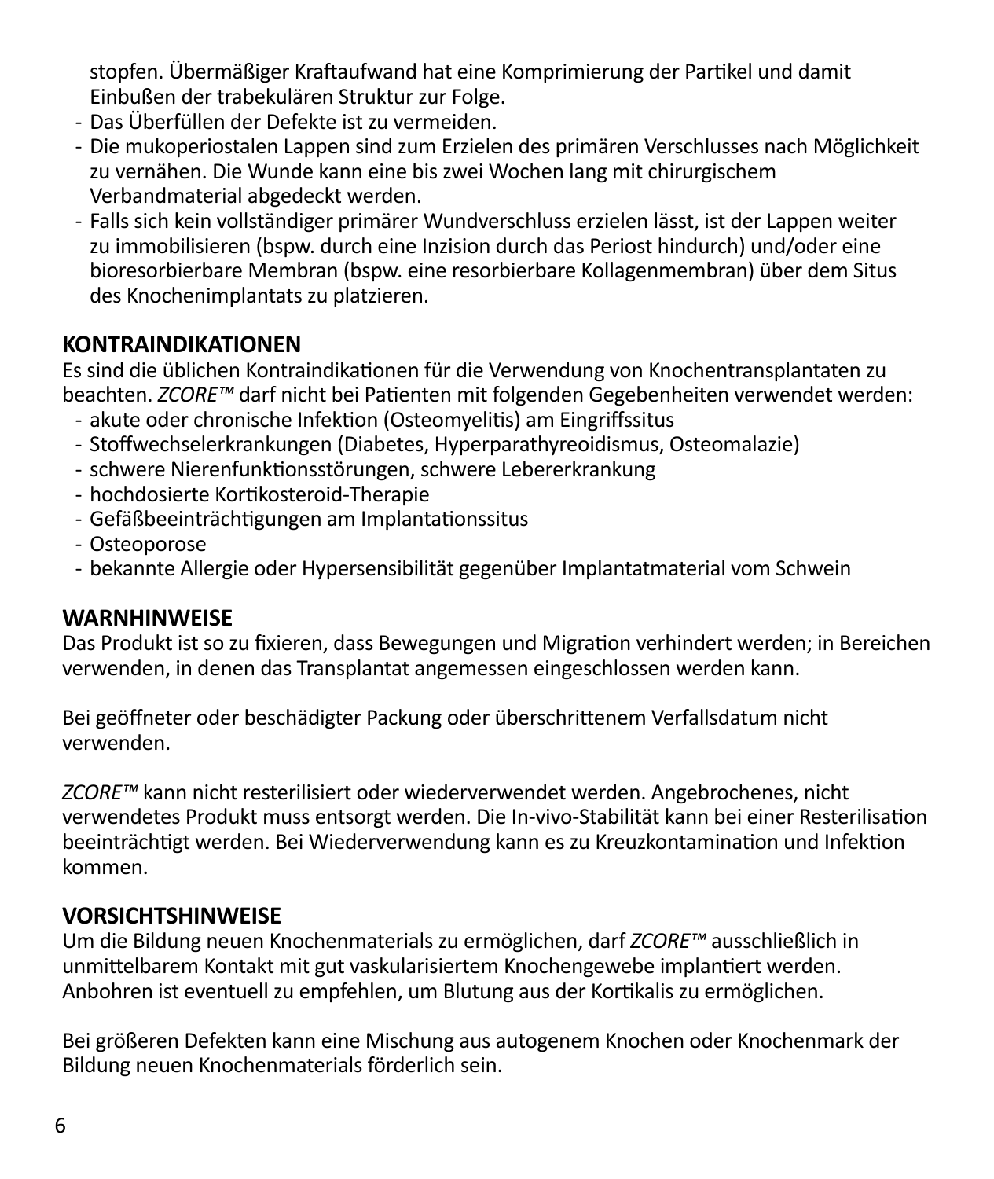stopfen. Übermäßiger Kraftaufwand hat eine Komprimierung der Partikel und damit Einbußen der trabekulären Struktur zur Folge.

- Das Überfüllen der Defekte ist zu vermeiden.
- Die mukoperiostalen Lappen sind zum Erzielen des primären Verschlusses nach Möglichkeit zu vernähen. Die Wunde kann eine bis zwei Wochen lang mit chirurgischem Verbandmaterial abgedeckt werden.
- Falls sich kein vollständiger primärer Wundverschluss erzielen lässt, ist der Lappen weiter zu immobilisieren (bspw. durch eine Inzision durch das Periost hindurch) und/oder eine bioresorbierbare Membran (bspw. eine resorbierbare Kollagenmembran) über dem Situs des Knochenimplantats zu platzieren.

## KONTRAINDIKATIONEN

Es sind die üblichen Kontraindikationen für die Verwendung von Knochentransplantaten zu beachten. *ZCORE™* darf nicht bei Patienten mit folgenden Gegebenheiten verwendet werden:

- akute oder chronische Infektion (Osteomyelitis) am Eingriffssitus
- Stoffwechselerkrankungen (Diabetes, Hyperparathyreoidismus, Osteomalazie)
- schwere Nierenfunktionsstörungen, schwere Lebererkrankung
- hochdosierte Kortikosteroid-Therapie
- Gefäßbeeinträchtigungen am Implantationssitus
- Osteoporose
- bekannte Allergie oder Hypersensibilität gegenüber Implantatmaterial vom Schwein

## WARNHINWEISE

Das Produkt ist so zu fixieren, dass Bewegungen und Migration verhindert werden; in Bereichen verwenden, in denen das Transplantat angemessen eingeschlossen werden kann.

Bei geöffneter oder beschädigter Packung oder überschrittenem Verfallsdatum nicht verwenden.

*ZCORE™* kann nicht resterilisiert oder wiederverwendet werden. Angebrochenes, nicht verwendetes Produkt muss entsorgt werden. Die In-vivo-Stabilität kann bei einer Resterilisation beeinträchtigt werden. Bei Wiederverwendung kann es zu Kreuzkontamination und Infektion kommen.

## VORSICHTSHINWEISE

Um die Bildung neuen Knochenmaterials zu ermöglichen, darf *ZCORE™* ausschließlich in unmittelbarem Kontakt mit gut vaskularisiertem Knochengewebe implantiert werden. Anbohren ist eventuell zu empfehlen, um Blutung aus der Kortikalis zu ermöglichen.

Bei größeren Defekten kann eine Mischung aus autogenem Knochen oder Knochenmark der Bildung neuen Knochenmaterials förderlich sein.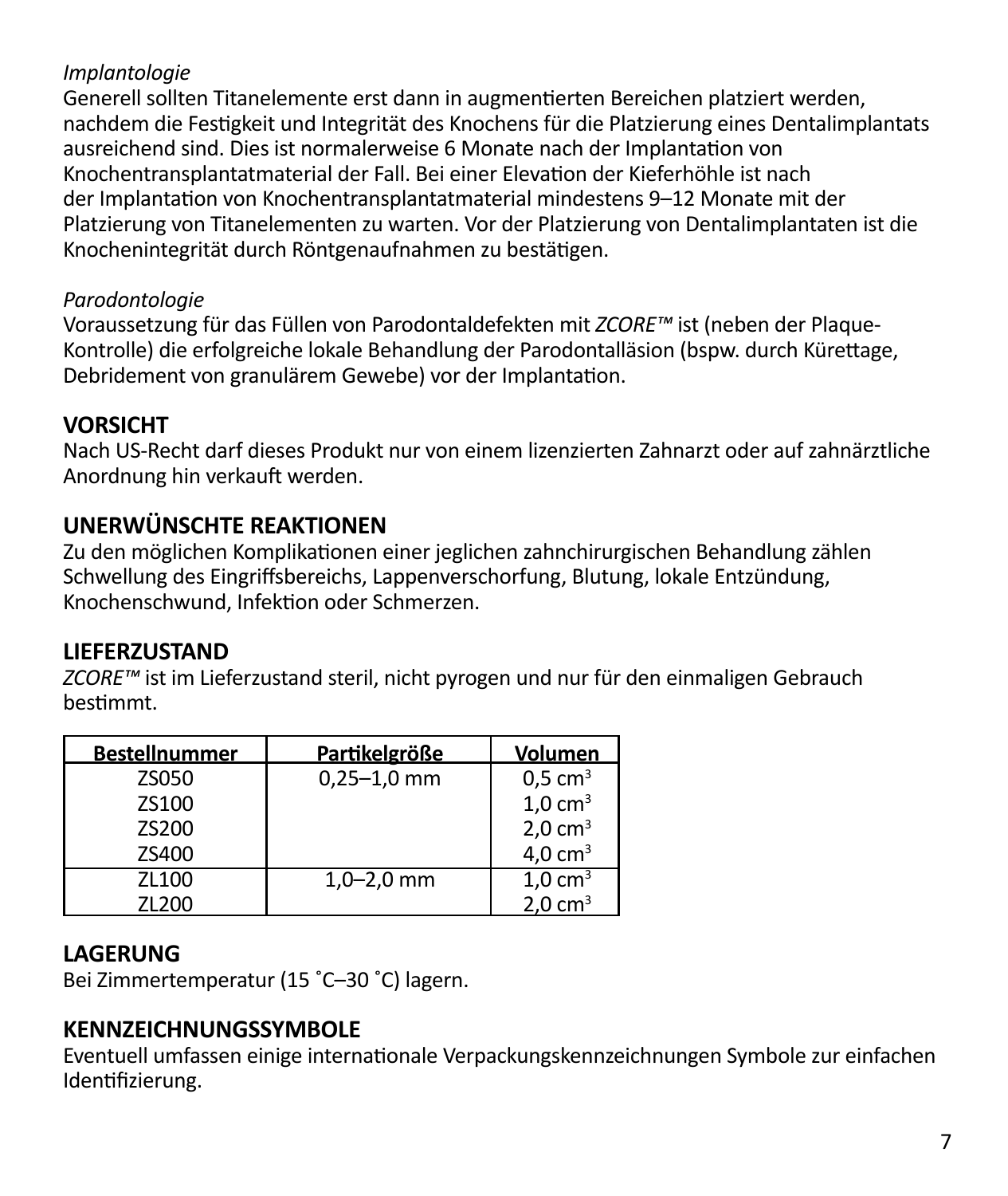*Implantologie*
Generell sollten Titanelemente erst dann in augmentierten Bereichen platziert werden, nachdem die Festigkeit und Integrität des Knochens für die Platzierung eines Dentalimplantats ausreichend sind. Dies ist normalerweise 6 Monate nach der Implantation von Knochentransplantatmaterial der Fall. Bei einer Elevation der Kieferhöhle ist nach der Implantation von Knochentransplantatmaterial mindestens 9–12 Monate mit der Platzierung von Titanelementen zu warten. Vor der Platzierung von Dentalimplantaten ist die Knochenintegrität durch Röntgenaufnahmen zu bestätigen.

*Parodontologie*
Voraussetzung für das Füllen von Parodontaldefekten mit *ZCORE™* ist (neben der Plaque-Kontrolle) die erfolgreiche lokale Behandlung der Parodontalläsion (bspw. durch Kürettage, Debridement von granulärem Gewebe) vor der Implantation.

## VORSICHT

Nach US-Recht darf dieses Produkt nur von einem lizenzierten Zahnarzt oder auf zahnärztliche Anordnung hin verkauft werden.

## UNERWÜNSCHTE REAKTIONEN

Zu den möglichen Komplikationen einer jeglichen zahnchirurgischen Behandlung zählen Schwellung des Eingriffsbereichs, Lappenverschorfung, Blutung, lokale Entzündung, Knochenschwund, Infektion oder Schmerzen.

## LIEFERZUSTAND

*ZCORE™* ist im Lieferzustand steril, nicht pyrogen und nur für den einmaligen Gebrauch bestimmt.

| Bestellnummer | Partikelgröße | Volumen |
|---|---|---|
| ZS050 | 0,25–1,0 mm | 0,5 $cm^3$ |
| ZS100 | | 1,0 $cm^3$ |
| ZS200 | | 2,0 $cm^3$ |
| ZS400 | | 4,0 $cm^3$ |
| ZL100 | 1,0–2,0 mm | 1,0 $cm^3$ |
| ZL200 | | 2,0 $cm^3$ |

## LAGERUNG

Bei Zimmertemperatur (15 ˚C–30 ˚C) lagern.

## KENNZEICHNUNGSSYMBOLE

Eventuell umfassen einige internationale Verpackungskennzeichnungen Symbole zur einfachen Identifizierung.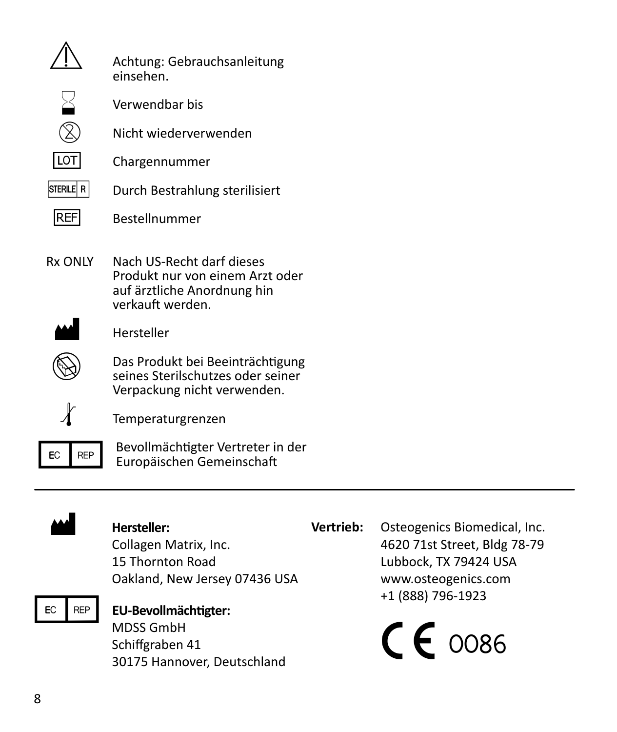| Symbol | Bedeutung |
|---|---|
| ⚠ | Achtung: Gebrauchsanleitung einsehen. |
| ⌛ | Verwendbar bis |
| ② | Nicht wiederverwenden |
| LOT | Chargennummer |
| STERILE R | Durch Bestrahlung sterilisiert |
| REF | Bestellnummer |
| Rx ONLY | Nach US-Recht darf dieses Produkt nur von einem Arzt oder auf ärztliche Anordnung hin verkauft werden. |
| 🏭 | Hersteller |
| ⊘ | Das Produkt bei Beeinträchtigung seines Sterilschutzes oder seiner Verpackung nicht verwenden. |
| 🌡 | Temperaturgrenzen |
| EC REP | Bevollmächtigter Vertreter in der Europäischen Gemeinschaft |

---

**Hersteller:**
Collagen Matrix, Inc.
15 Thornton Road
Oakland, New Jersey 07436 USA

**EU-Bevollmächtigter:**
MDSS GmbH
Schiffgraben 41
30175 Hannover, Deutschland

**Vertrieb:**
Osteogenics Biomedical, Inc.
4620 71st Street, Bldg 78-79
Lubbock, TX 79424 USA
www.osteogenics.com
+1 (888) 796-1923

CE 0086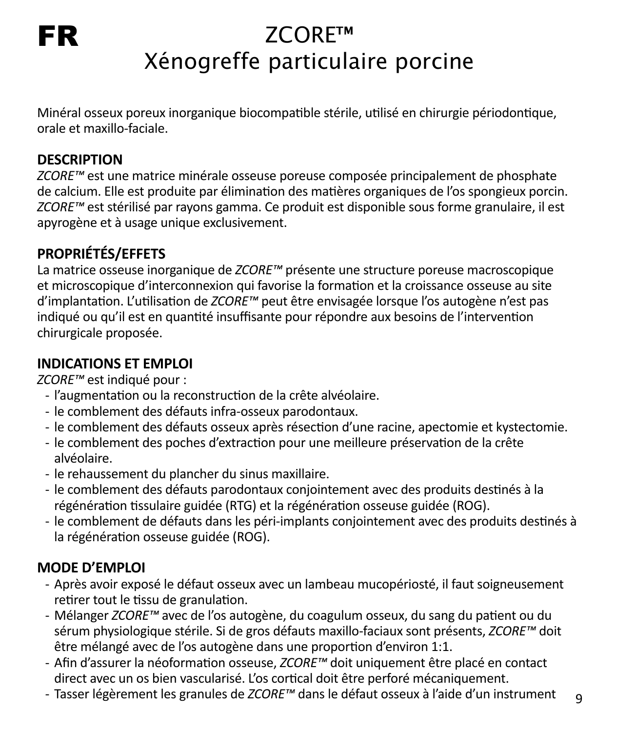**FR**

# ZCORE™
# Xénogreffe particulaire porcine

Minéral osseux poreux inorganique biocompatible stérile, utilisé en chirurgie périodontique, orale et maxillo-faciale.

## DESCRIPTION

*ZCORE™* est une matrice minérale osseuse poreuse composée principalement de phosphate de calcium. Elle est produite par élimination des matières organiques de l'os spongieux porcin. *ZCORE™* est stérilisé par rayons gamma. Ce produit est disponible sous forme granulaire, il est apyrogène et à usage unique exclusivement.

## PROPRIÉTÉS/EFFETS

La matrice osseuse inorganique de *ZCORE™* présente une structure poreuse macroscopique et microscopique d'interconnexion qui favorise la formation et la croissance osseuse au site d'implantation. L'utilisation de *ZCORE™* peut être envisagée lorsque l'os autogène n'est pas indiqué ou qu'il est en quantité insuffisante pour répondre aux besoins de l'intervention chirurgicale proposée.

## INDICATIONS ET EMPLOI

*ZCORE™* est indiqué pour :

- l'augmentation ou la reconstruction de la crête alvéolaire.
- le comblement des défauts infra-osseux parodontaux.
- le comblement des défauts osseux après résection d'une racine, apectomie et kystectomie.
- le comblement des poches d'extraction pour une meilleure préservation de la crête alvéolaire.
- le rehaussement du plancher du sinus maxillaire.
- le comblement des défauts parodontaux conjointement avec des produits destinés à la régénération tissulaire guidée (RTG) et la régénération osseuse guidée (ROG).
- le comblement de défauts dans les péri-implants conjointement avec des produits destinés à la régénération osseuse guidée (ROG).

## MODE D'EMPLOI

- Après avoir exposé le défaut osseux avec un lambeau mucopériosté, il faut soigneusement retirer tout le tissu de granulation.
- Mélanger *ZCORE™* avec de l'os autogène, du coagulum osseux, du sang du patient ou du sérum physiologique stérile. Si de gros défauts maxillo-faciaux sont présents, *ZCORE™* doit être mélangé avec de l'os autogène dans une proportion d'environ 1:1.
- Afin d'assurer la néoformation osseuse, *ZCORE™* doit uniquement être placé en contact direct avec un os bien vascularisé. L'os cortical doit être perforé mécaniquement.
- Tasser légèrement les granules de *ZCORE™* dans le défaut osseux à l'aide d'un instrument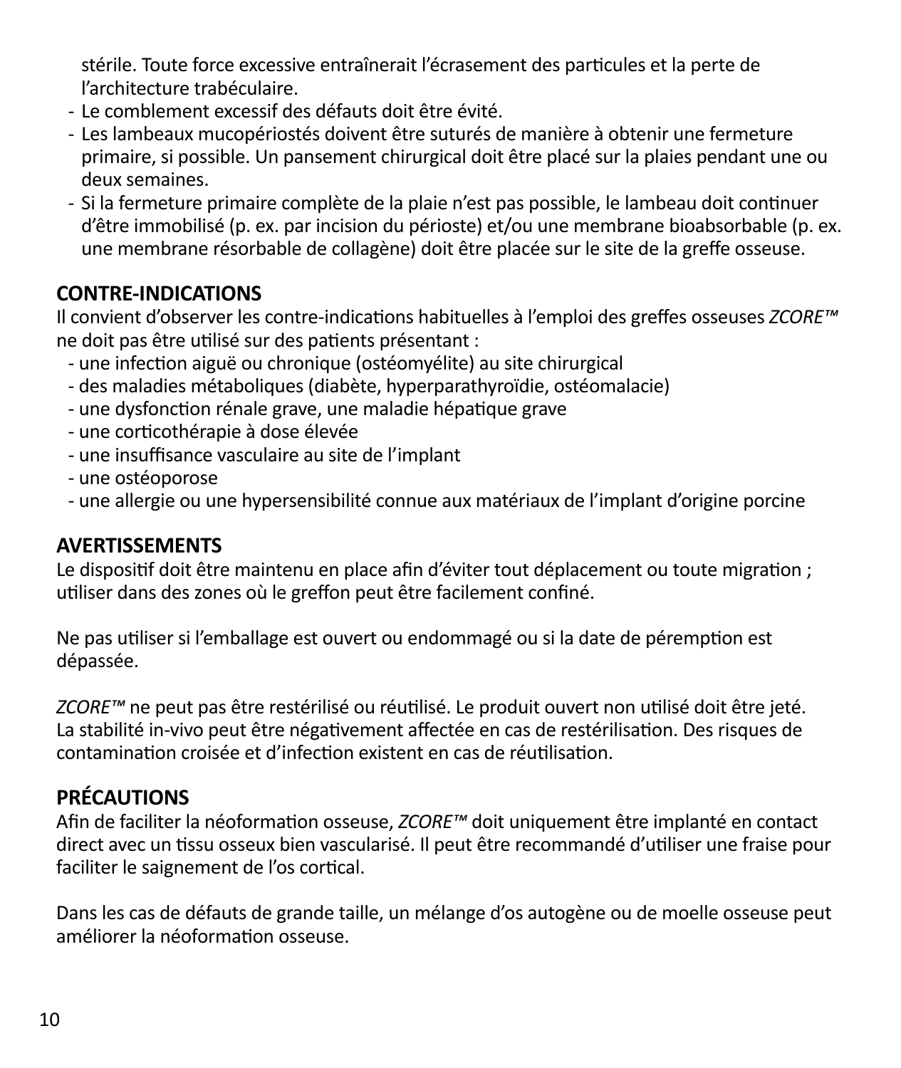stérile. Toute force excessive entraînerait l'écrasement des particules et la perte de l'architecture trabéculaire.

- Le comblement excessif des défauts doit être évité.
- Les lambeaux mucopériostés doivent être suturés de manière à obtenir une fermeture primaire, si possible. Un pansement chirurgical doit être placé sur la plaies pendant une ou deux semaines.
- Si la fermeture primaire complète de la plaie n'est pas possible, le lambeau doit continuer d'être immobilisé (p. ex. par incision du périoste) et/ou une membrane bioabsorbable (p. ex. une membrane résorbable de collagène) doit être placée sur le site de la greffe osseuse.

## CONTRE-INDICATIONS

Il convient d'observer les contre-indications habituelles à l'emploi des greffes osseuses *ZCORE™* ne doit pas être utilisé sur des patients présentant :

- une infection aiguë ou chronique (ostéomyélite) au site chirurgical
- des maladies métaboliques (diabète, hyperparathyroïdie, ostéomalacie)
- une dysfonction rénale grave, une maladie hépatique grave
- une corticothérapie à dose élevée
- une insuffisance vasculaire au site de l'implant
- une ostéoporose
- une allergie ou une hypersensibilité connue aux matériaux de l'implant d'origine porcine

## AVERTISSEMENTS

Le dispositif doit être maintenu en place afin d'éviter tout déplacement ou toute migration ; utiliser dans des zones où le greffon peut être facilement confiné.

Ne pas utiliser si l'emballage est ouvert ou endommagé ou si la date de péremption est dépassée.

*ZCORE™* ne peut pas être restérilisé ou réutilisé. Le produit ouvert non utilisé doit être jeté. La stabilité in-vivo peut être négativement affectée en cas de restérilisation. Des risques de contamination croisée et d'infection existent en cas de réutilisation.

## PRÉCAUTIONS

Afin de faciliter la néoformation osseuse, *ZCORE™* doit uniquement être implanté en contact direct avec un tissu osseux bien vascularisé. Il peut être recommandé d'utiliser une fraise pour faciliter le saignement de l'os cortical.

Dans les cas de défauts de grande taille, un mélange d'os autogène ou de moelle osseuse peut améliorer la néoformation osseuse.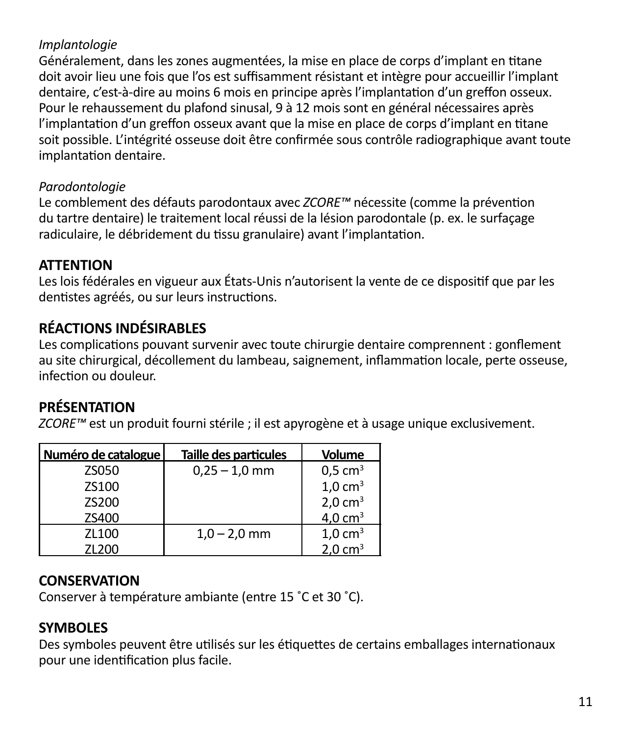*Implantologie*

Généralement, dans les zones augmentées, la mise en place de corps d'implant en titane doit avoir lieu une fois que l'os est suffisamment résistant et intègre pour accueillir l'implant dentaire, c'est-à-dire au moins 6 mois en principe après l'implantation d'un greffon osseux. Pour le rehaussement du plafond sinusal, 9 à 12 mois sont en général nécessaires après l'implantation d'un greffon osseux avant que la mise en place de corps d'implant en titane soit possible. L'intégrité osseuse doit être confirmée sous contrôle radiographique avant toute implantation dentaire.

*Parodontologie*

Le comblement des défauts parodontaux avec *ZCORE™* nécessite (comme la prévention du tartre dentaire) le traitement local réussi de la lésion parodontale (p. ex. le surfaçage radiculaire, le débridement du tissu granulaire) avant l'implantation.

## ATTENTION

Les lois fédérales en vigueur aux États-Unis n'autorisent la vente de ce dispositif que par les dentistes agréés, ou sur leurs instructions.

## RÉACTIONS INDÉSIRABLES

Les complications pouvant survenir avec toute chirurgie dentaire comprennent : gonflement au site chirurgical, décollement du lambeau, saignement, inflammation locale, perte osseuse, infection ou douleur.

## PRÉSENTATION

*ZCORE™* est un produit fourni stérile ; il est apyrogène et à usage unique exclusivement.

| Numéro de catalogue | Taille des particules | Volume |
|---|---|---|
| ZS050 | 0,25 – 1,0 mm | 0,5 $cm^3$ |
| ZS100 | | 1,0 $cm^3$ |
| ZS200 | | 2,0 $cm^3$ |
| ZS400 | | 4,0 $cm^3$ |
| ZL100 | 1,0 – 2,0 mm | 1,0 $cm^3$ |
| ZL200 | | 2,0 $cm^3$ |

## CONSERVATION

Conserver à température ambiante (entre 15 ˚C et 30 ˚C).

## SYMBOLES

Des symboles peuvent être utilisés sur les étiquettes de certains emballages internationaux pour une identification plus facile.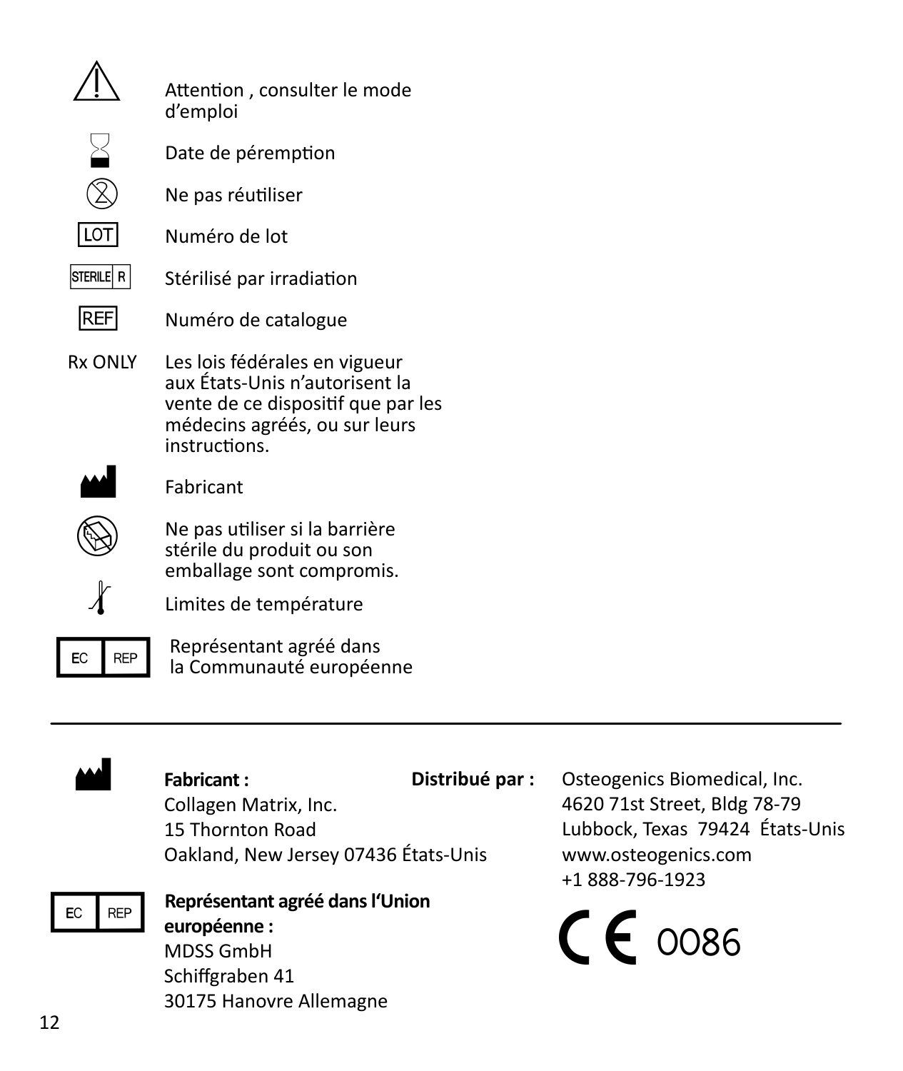| Symbole | Signification |
|---|---|
| ⚠ | Attention , consulter le mode d'emploi |
| ⌛ | Date de péremption |
| ② | Ne pas réutiliser |
| LOT | Numéro de lot |
| STERILE R | Stérilisé par irradiation |
| REF | Numéro de catalogue |
| Rx ONLY | Les lois fédérales en vigueur aux États-Unis n'autorisent la vente de ce dispositif que par les médecins agréés, ou sur leurs instructions. |
| | Fabricant |
| | Ne pas utiliser si la barrière stérile du produit ou son emballage sont compromis. |
| | Limites de température |
| EC REP | Représentant agréé dans la Communauté européenne |

---

**Fabricant :**
Collagen Matrix, Inc.
15 Thornton Road
Oakland, New Jersey 07436 États-Unis

**Distribué par :**
Osteogenics Biomedical, Inc.
4620 71st Street, Bldg 78-79
Lubbock, Texas 79424 États-Unis
www.osteogenics.com
+1 888-796-1923

EC REP **Représentant agréé dans l'Union européenne :**
MDSS GmbH
Schiffgraben 41
30175 Hanovre Allemagne

CE 0086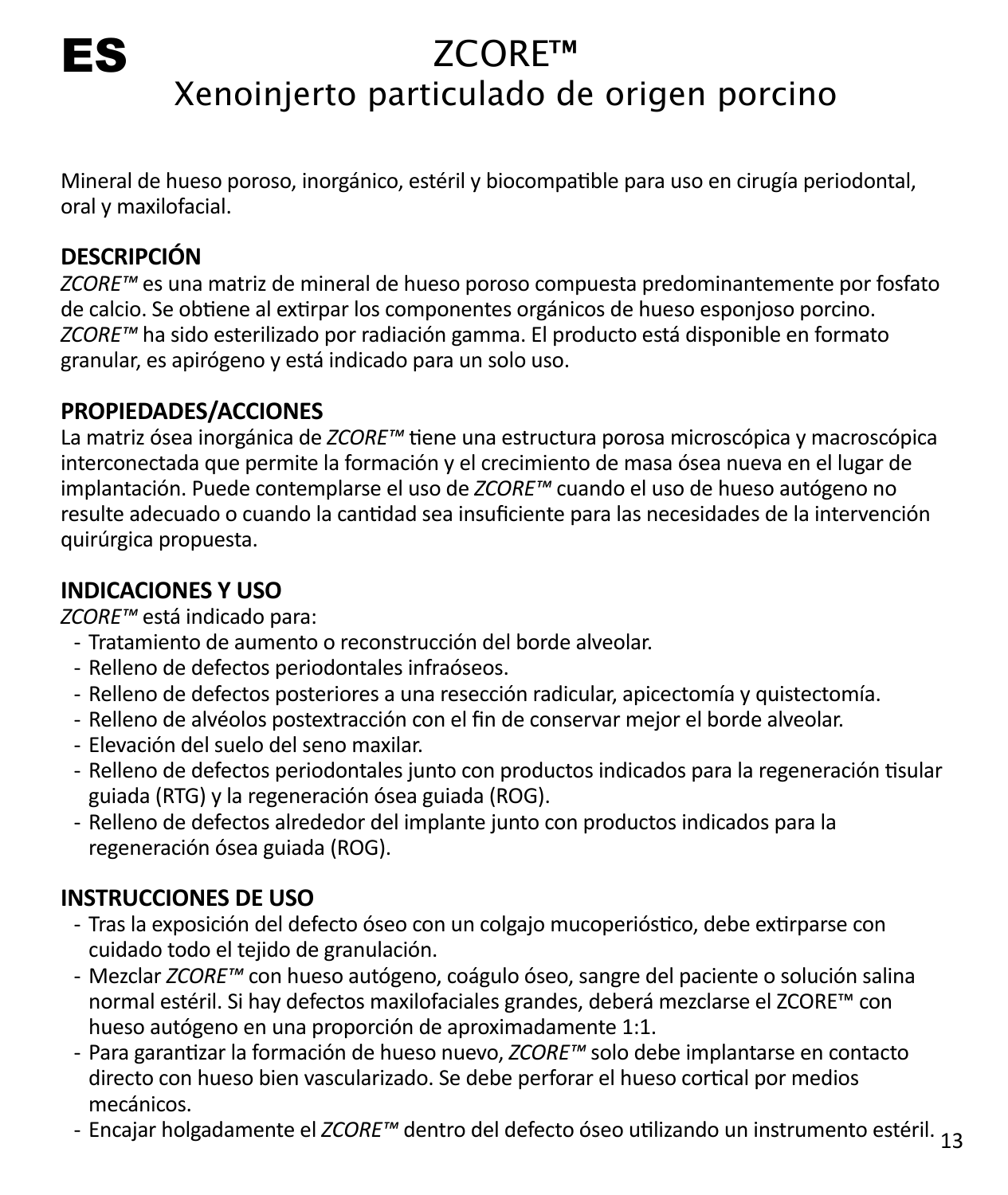**ES**

# ZCORE™
## Xenoinjerto particulado de origen porcino

Mineral de hueso poroso, inorgánico, estéril y biocompatible para uso en cirugía periodontal, oral y maxilofacial.

### DESCRIPCIÓN

*ZCORE™* es una matriz de mineral de hueso poroso compuesta predominantemente por fosfato de calcio. Se obtiene al extirpar los componentes orgánicos de hueso esponjoso porcino. *ZCORE™* ha sido esterilizado por radiación gamma. El producto está disponible en formato granular, es apirógeno y está indicado para un solo uso.

### PROPIEDADES/ACCIONES

La matriz ósea inorgánica de *ZCORE™* tiene una estructura porosa microscópica y macroscópica interconectada que permite la formación y el crecimiento de masa ósea nueva en el lugar de implantación. Puede contemplarse el uso de *ZCORE™* cuando el uso de hueso autógeno no resulte adecuado o cuando la cantidad sea insuficiente para las necesidades de la intervención quirúrgica propuesta.

### INDICACIONES Y USO

*ZCORE™* está indicado para:

- Tratamiento de aumento o reconstrucción del borde alveolar.
- Relleno de defectos periodontales infraóseos.
- Relleno de defectos posteriores a una resección radicular, apicectomía y quistectomía.
- Relleno de alvéolos postextracción con el fin de conservar mejor el borde alveolar.
- Elevación del suelo del seno maxilar.
- Relleno de defectos periodontales junto con productos indicados para la regeneración tisular guiada (RTG) y la regeneración ósea guiada (ROG).
- Relleno de defectos alrededor del implante junto con productos indicados para la regeneración ósea guiada (ROG).

### INSTRUCCIONES DE USO

- Tras la exposición del defecto óseo con un colgajo mucoperióstico, debe extirparse con cuidado todo el tejido de granulación.
- Mezclar *ZCORE™* con hueso autógeno, coágulo óseo, sangre del paciente o solución salina normal estéril. Si hay defectos maxilofaciales grandes, deberá mezclarse el ZCORE™ con hueso autógeno en una proporción de aproximadamente 1:1.
- Para garantizar la formación de hueso nuevo, *ZCORE™* solo debe implantarse en contacto directo con hueso bien vascularizado. Se debe perforar el hueso cortical por medios mecánicos.
- Encajar holgadamente el *ZCORE™* dentro del defecto óseo utilizando un instrumento estéril.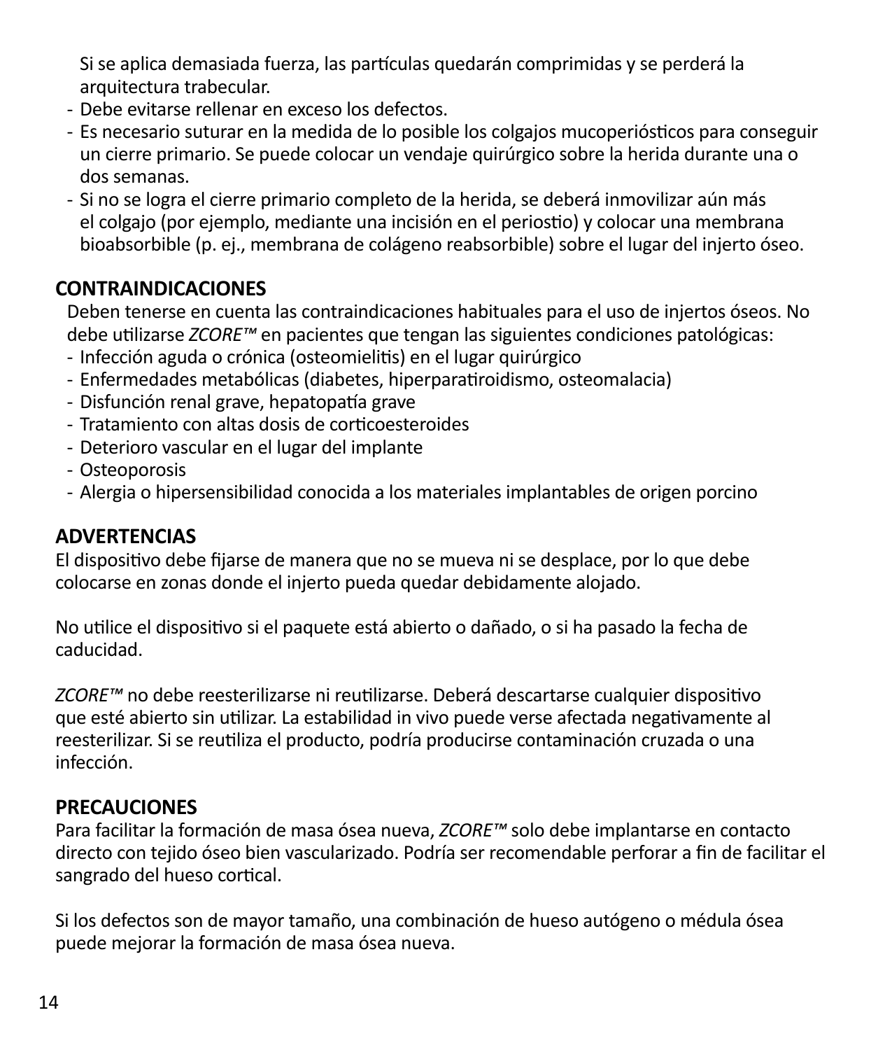Si se aplica demasiada fuerza, las partículas quedarán comprimidas y se perderá la arquitectura trabecular.

- Debe evitarse rellenar en exceso los defectos.
- Es necesario suturar en la medida de lo posible los colgajos mucoperiósticos para conseguir un cierre primario. Se puede colocar un vendaje quirúrgico sobre la herida durante una o dos semanas.
- Si no se logra el cierre primario completo de la herida, se deberá inmovilizar aún más el colgajo (por ejemplo, mediante una incisión en el periostio) y colocar una membrana bioabsorbible (p. ej., membrana de colágeno reabsorbible) sobre el lugar del injerto óseo.

## CONTRAINDICACIONES

Deben tenerse en cuenta las contraindicaciones habituales para el uso de injertos óseos. No debe utilizarse *ZCORE™* en pacientes que tengan las siguientes condiciones patológicas:

- Infección aguda o crónica (osteomielitis) en el lugar quirúrgico
- Enfermedades metabólicas (diabetes, hiperparatiroidismo, osteomalacia)
- Disfunción renal grave, hepatopatía grave
- Tratamiento con altas dosis de corticoesteroides
- Deterioro vascular en el lugar del implante
- Osteoporosis
- Alergia o hipersensibilidad conocida a los materiales implantables de origen porcino

## ADVERTENCIAS

El dispositivo debe fijarse de manera que no se mueva ni se desplace, por lo que debe colocarse en zonas donde el injerto pueda quedar debidamente alojado.

No utilice el dispositivo si el paquete está abierto o dañado, o si ha pasado la fecha de caducidad.

*ZCORE™* no debe reesterilizarse ni reutilizarse. Deberá descartarse cualquier dispositivo que esté abierto sin utilizar. La estabilidad in vivo puede verse afectada negativamente al reesterilizar. Si se reutiliza el producto, podría producirse contaminación cruzada o una infección.

## PRECAUCIONES

Para facilitar la formación de masa ósea nueva, *ZCORE™* solo debe implantarse en contacto directo con tejido óseo bien vascularizado. Podría ser recomendable perforar a fin de facilitar el sangrado del hueso cortical.

Si los defectos son de mayor tamaño, una combinación de hueso autógeno o médula ósea puede mejorar la formación de masa ósea nueva.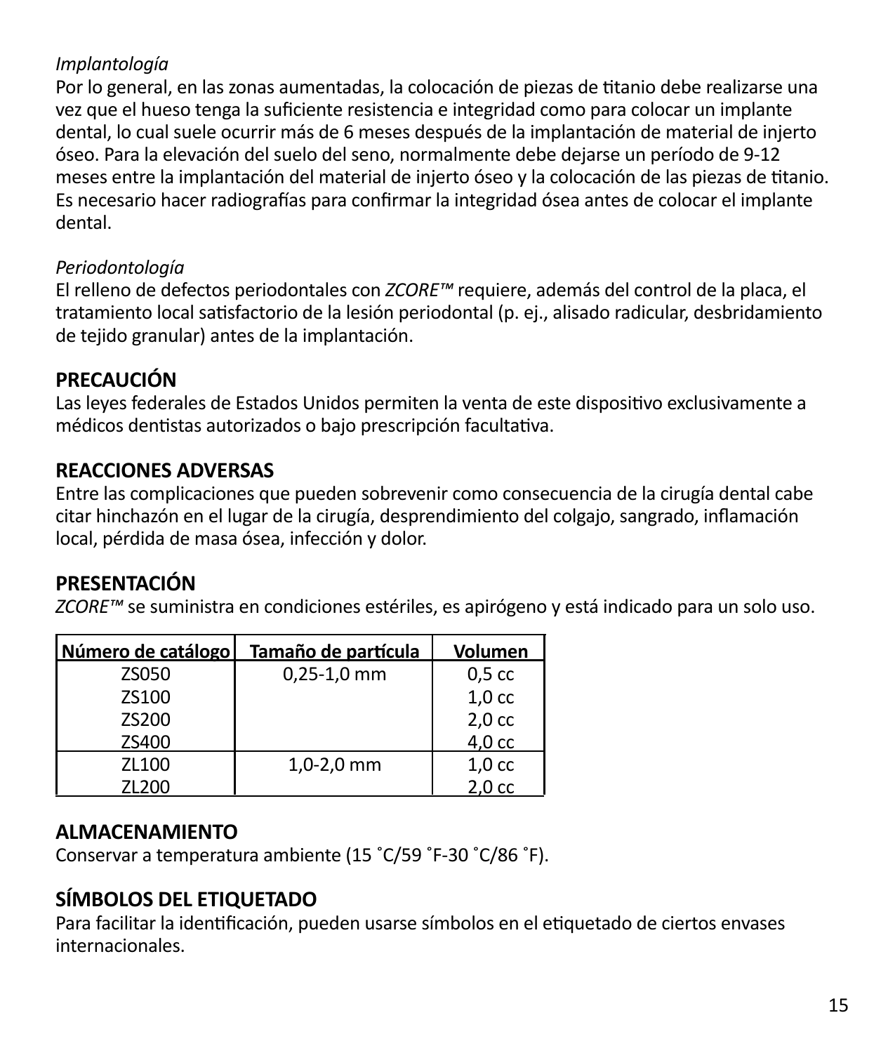*Implantología*

Por lo general, en las zonas aumentadas, la colocación de piezas de titanio debe realizarse una vez que el hueso tenga la suficiente resistencia e integridad como para colocar un implante dental, lo cual suele ocurrir más de 6 meses después de la implantación de material de injerto óseo. Para la elevación del suelo del seno, normalmente debe dejarse un período de 9-12 meses entre la implantación del material de injerto óseo y la colocación de las piezas de titanio. Es necesario hacer radiografías para confirmar la integridad ósea antes de colocar el implante dental.

*Periodontología*

El relleno de defectos periodontales con *ZCORE™* requiere, además del control de la placa, el tratamiento local satisfactorio de la lesión periodontal (p. ej., alisado radicular, desbridamiento de tejido granular) antes de la implantación.

## PRECAUCIÓN

Las leyes federales de Estados Unidos permiten la venta de este dispositivo exclusivamente a médicos dentistas autorizados o bajo prescripción facultativa.

## REACCIONES ADVERSAS

Entre las complicaciones que pueden sobrevenir como consecuencia de la cirugía dental cabe citar hinchazón en el lugar de la cirugía, desprendimiento del colgajo, sangrado, inflamación local, pérdida de masa ósea, infección y dolor.

## PRESENTACIÓN

*ZCORE™* se suministra en condiciones estériles, es apirógeno y está indicado para un solo uso.

| Número de catálogo | Tamaño de partícula | Volumen |
|---|---|---|
| ZS050 | 0,25-1,0 mm | 0,5 cc |
| ZS100 | | 1,0 cc |
| ZS200 | | 2,0 cc |
| ZS400 | | 4,0 cc |
| ZL100 | 1,0-2,0 mm | 1,0 cc |
| ZL200 | | 2,0 cc |

## ALMACENAMIENTO

Conservar a temperatura ambiente (15 ˚C/59 ˚F-30 ˚C/86 ˚F).

## SÍMBOLOS DEL ETIQUETADO

Para facilitar la identificación, pueden usarse símbolos en el etiquetado de ciertos envases internacionales.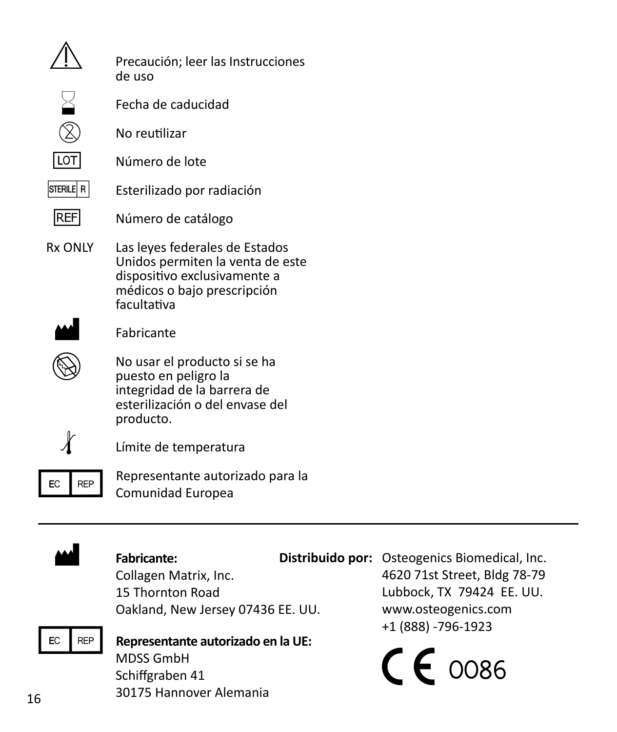| Símbolo | Significado |
| --- | --- |
| ⚠ | Precaución; leer las Instrucciones de uso |
| ⌛ | Fecha de caducidad |
| ② | No reutilizar |
| LOT | Número de lote |
| STERILE R | Esterilizado por radiación |
| REF | Número de catálogo |
| Rx ONLY | Las leyes federales de Estados Unidos permiten la venta de este dispositivo exclusivamente a médicos o bajo prescripción facultativa |
| 🏭 | Fabricante |
| 🚫 | No usar el producto si se ha puesto en peligro la integridad de la barrera de esterilización o del envase del producto. |
| 🌡 | Límite de temperatura |
| EC REP | Representante autorizado para la Comunidad Europea |

---

**Fabricante:**
Collagen Matrix, Inc.
15 Thornton Road
Oakland, New Jersey 07436 EE. UU.

**Representante autorizado en la UE:**
MDSS GmbH
Schiffgraben 41
30175 Hannover Alemania

**Distribuido por:** Osteogenics Biomedical, Inc.
4620 71st Street, Bldg 78-79
Lubbock, TX 79424 EE. UU.
www.osteogenics.com
+1 (888) -796-1923

CE 0086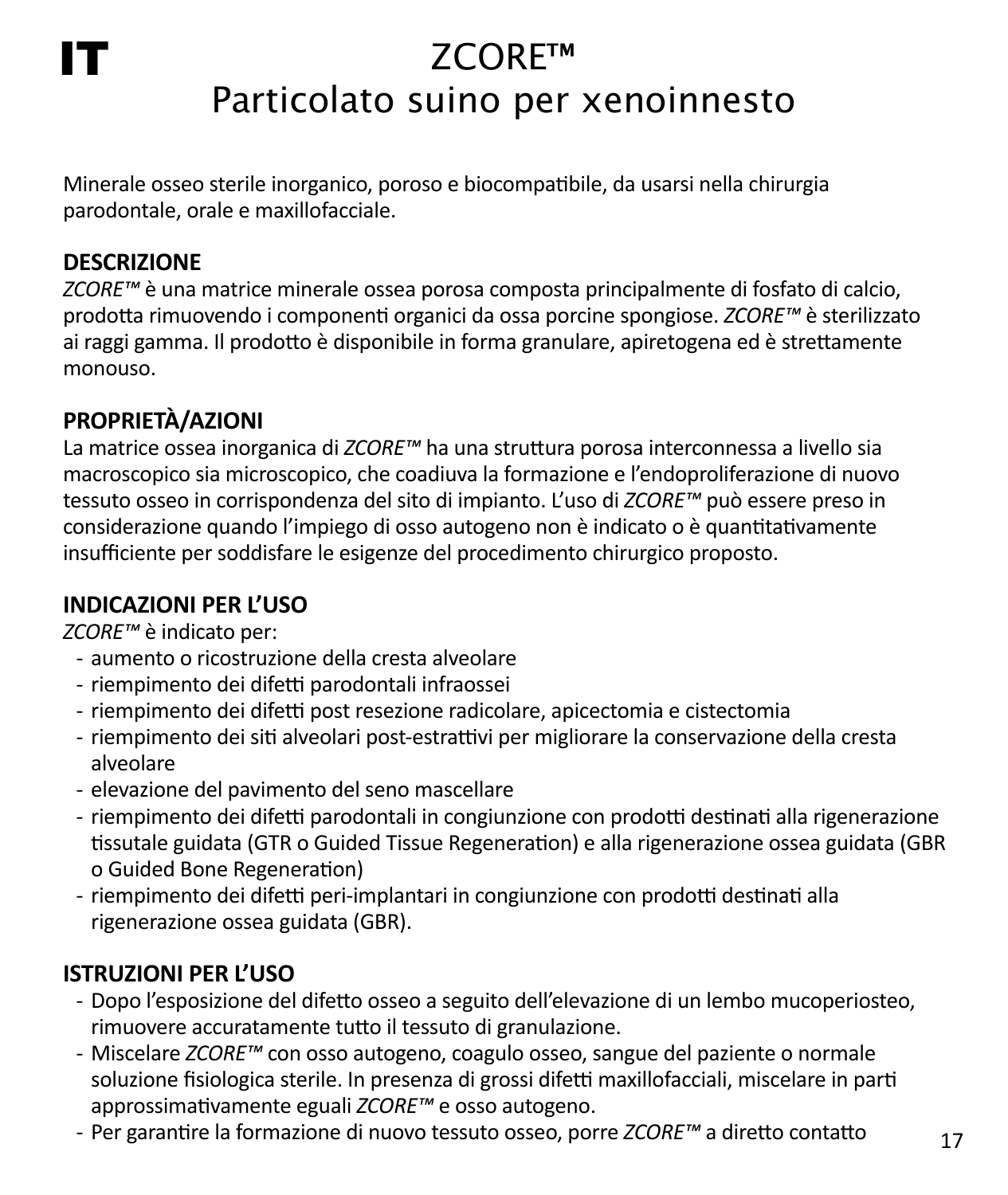IT

# ZCORE™
# Particolato suino per xenoinnesto

Minerale osseo sterile inorganico, poroso e biocompatibile, da usarsi nella chirurgia parodontale, orale e maxillofacciale.

## DESCRIZIONE

*ZCORE™* è una matrice minerale ossea porosa composta principalmente di fosfato di calcio, prodotta rimuovendo i componenti organici da ossa porcine spongiose. *ZCORE™* è sterilizzato ai raggi gamma. Il prodotto è disponibile in forma granulare, apiretogena ed è strettamente monouso.

## PROPRIETÀ/AZIONI

La matrice ossea inorganica di *ZCORE™* ha una struttura porosa interconnessa a livello sia macroscopico sia microscopico, che coadiuva la formazione e l'endoproliferazione di nuovo tessuto osseo in corrispondenza del sito di impianto. L'uso di *ZCORE™* può essere preso in considerazione quando l'impiego di osso autogeno non è indicato o è quantitativamente insufficiente per soddisfare le esigenze del procedimento chirurgico proposto.

## INDICAZIONI PER L'USO

*ZCORE™* è indicato per:

- aumento o ricostruzione della cresta alveolare
- riempimento dei difetti parodontali infraossei
- riempimento dei difetti post resezione radicolare, apicectomia e cistectomia
- riempimento dei siti alveolari post-estrattivi per migliorare la conservazione della cresta alveolare
- elevazione del pavimento del seno mascellare
- riempimento dei difetti parodontali in congiunzione con prodotti destinati alla rigenerazione tissutale guidata (GTR o Guided Tissue Regeneration) e alla rigenerazione ossea guidata (GBR o Guided Bone Regeneration)
- riempimento dei difetti peri-implantari in congiunzione con prodotti destinati alla rigenerazione ossea guidata (GBR).

## ISTRUZIONI PER L'USO

- Dopo l'esposizione del difetto osseo a seguito dell'elevazione di un lembo mucoperiosteo, rimuovere accuratamente tutto il tessuto di granulazione.
- Miscelare *ZCORE™* con osso autogeno, coagulo osseo, sangue del paziente o normale soluzione fisiologica sterile. In presenza di grossi difetti maxillofacciali, miscelare in parti approssimativamente eguali *ZCORE™* e osso autogeno.
- Per garantire la formazione di nuovo tessuto osseo, porre *ZCORE™* a diretto contatto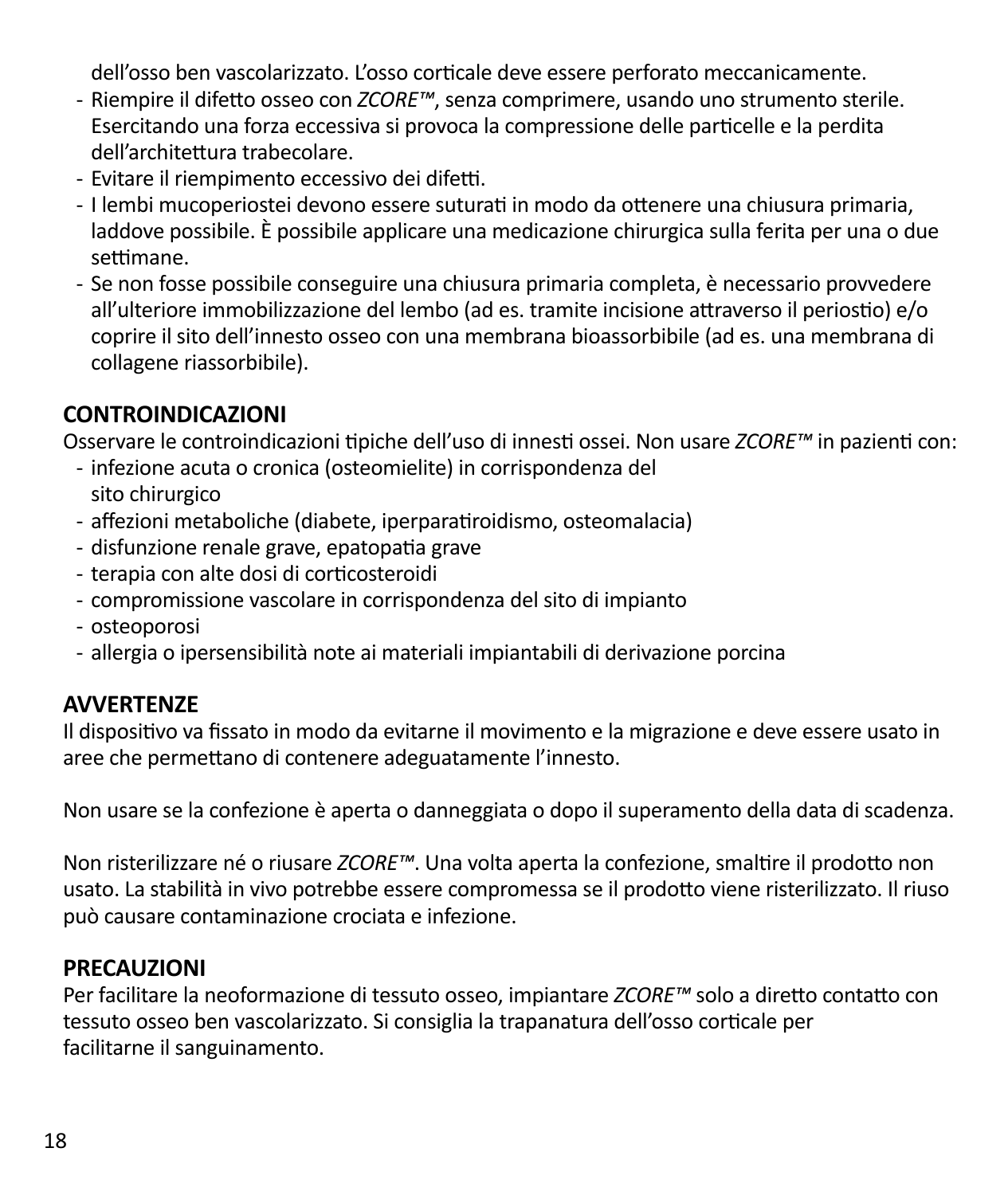dell'osso ben vascolarizzato. L'osso corticale deve essere perforato meccanicamente.

- Riempire il difetto osseo con *ZCORE™*, senza comprimere, usando uno strumento sterile. Esercitando una forza eccessiva si provoca la compressione delle particelle e la perdita dell'architettura trabecolare.
- Evitare il riempimento eccessivo dei difetti.
- I lembi mucoperiostei devono essere suturati in modo da ottenere una chiusura primaria, laddove possibile. È possibile applicare una medicazione chirurgica sulla ferita per una o due settimane.
- Se non fosse possibile conseguire una chiusura primaria completa, è necessario provvedere all'ulteriore immobilizzazione del lembo (ad es. tramite incisione attraverso il periostio) e/o coprire il sito dell'innesto osseo con una membrana bioassorbibile (ad es. una membrana di collagene riassorbibile).

## CONTROINDICAZIONI

Osservare le controindicazioni tipiche dell'uso di innesti ossei. Non usare *ZCORE™* in pazienti con:

- infezione acuta o cronica (osteomielite) in corrispondenza del sito chirurgico
- affezioni metaboliche (diabete, iperparatiroidismo, osteomalacia)
- disfunzione renale grave, epatopatia grave
- terapia con alte dosi di corticosteroidi
- compromissione vascolare in corrispondenza del sito di impianto
- osteoporosi
- allergia o ipersensibilità note ai materiali impiantabili di derivazione porcina

## AVVERTENZE

Il dispositivo va fissato in modo da evitarne il movimento e la migrazione e deve essere usato in aree che permettano di contenere adeguatamente l'innesto.

Non usare se la confezione è aperta o danneggiata o dopo il superamento della data di scadenza.

Non risterilizzare né o riusare *ZCORE™*. Una volta aperta la confezione, smaltire il prodotto non usato. La stabilità in vivo potrebbe essere compromessa se il prodotto viene risterilizzato. Il riuso può causare contaminazione crociata e infezione.

## PRECAUZIONI

Per facilitare la neoformazione di tessuto osseo, impiantare *ZCORE™* solo a diretto contatto con tessuto osseo ben vascolarizzato. Si consiglia la trapanatura dell'osso corticale per facilitarne il sanguinamento.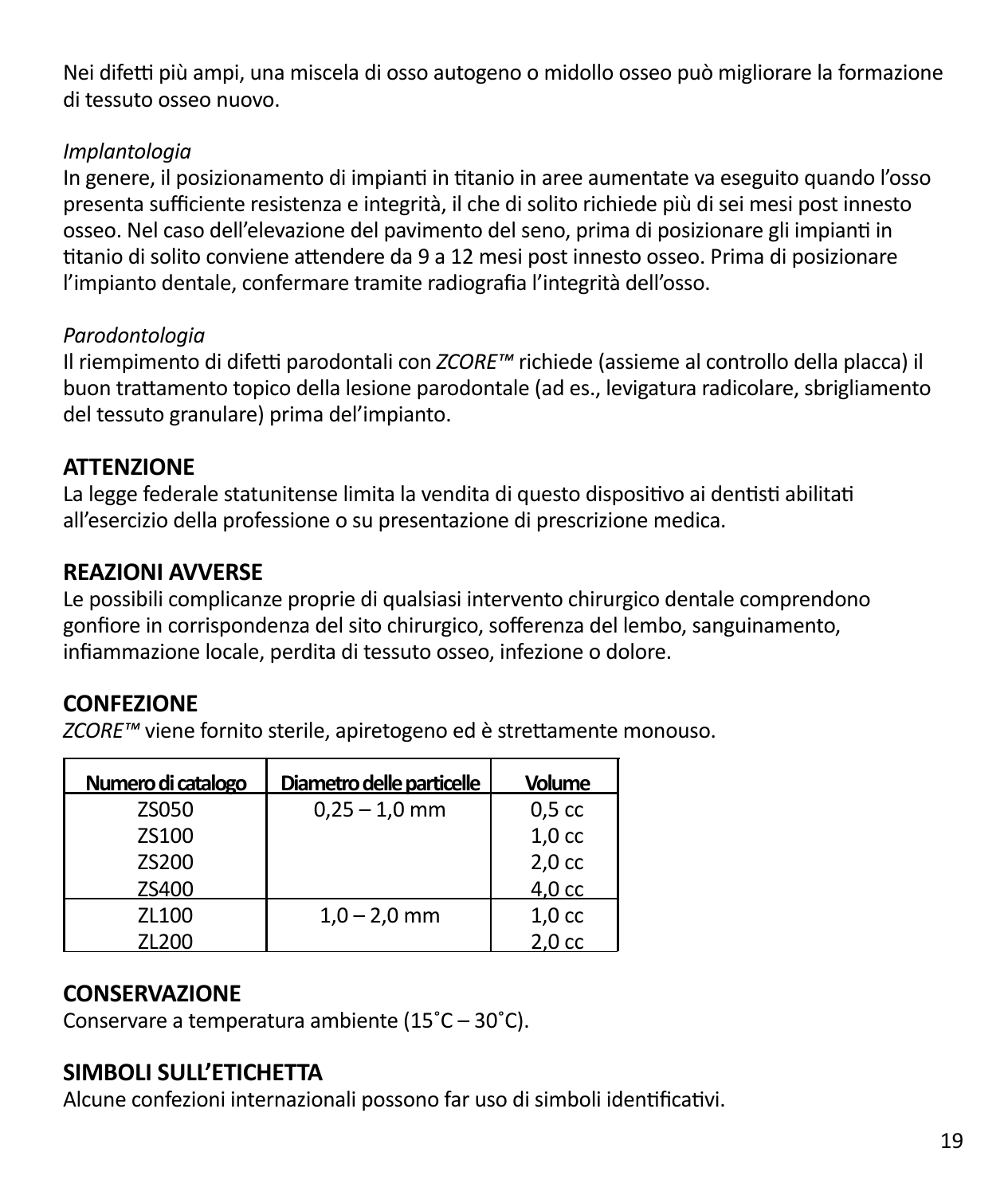Nei difetti più ampi, una miscela di osso autogeno o midollo osseo può migliorare la formazione di tessuto osseo nuovo.

*Implantologia*
In genere, il posizionamento di impianti in titanio in aree aumentate va eseguito quando l'osso presenta sufficiente resistenza e integrità, il che di solito richiede più di sei mesi post innesto osseo. Nel caso dell'elevazione del pavimento del seno, prima di posizionare gli impianti in titanio di solito conviene attendere da 9 a 12 mesi post innesto osseo. Prima di posizionare l'impianto dentale, confermare tramite radiografia l'integrità dell'osso.

*Parodontologia*
Il riempimento di difetti parodontali con *ZCORE™* richiede (assieme al controllo della placca) il buon trattamento topico della lesione parodontale (ad es., levigatura radicolare, sbrigliamento del tessuto granulare) prima dell'impianto.

## ATTENZIONE

La legge federale statunitense limita la vendita di questo dispositivo ai dentisti abilitati all'esercizio della professione o su presentazione di prescrizione medica.

## REAZIONI AVVERSE

Le possibili complicanze proprie di qualsiasi intervento chirurgico dentale comprendono gonfiore in corrispondenza del sito chirurgico, sofferenza del lembo, sanguinamento, infiammazione locale, perdita di tessuto osseo, infezione o dolore.

## CONFEZIONE

*ZCORE™* viene fornito sterile, apiretogeno ed è strettamente monouso.

| Numero di catalogo | Diametro delle particelle | Volume |
|---|---|---|
| ZS050 | 0,25 – 1,0 mm | 0,5 cc |
| ZS100 | | 1,0 cc |
| ZS200 | | 2,0 cc |
| ZS400 | | 4,0 cc |
| ZL100 | 1,0 – 2,0 mm | 1,0 cc |
| ZL200 | | 2,0 cc |

## CONSERVAZIONE

Conservare a temperatura ambiente (15˚C – 30˚C).

## SIMBOLI SULL'ETICHETTA

Alcune confezioni internazionali possono far uso di simboli identificativi.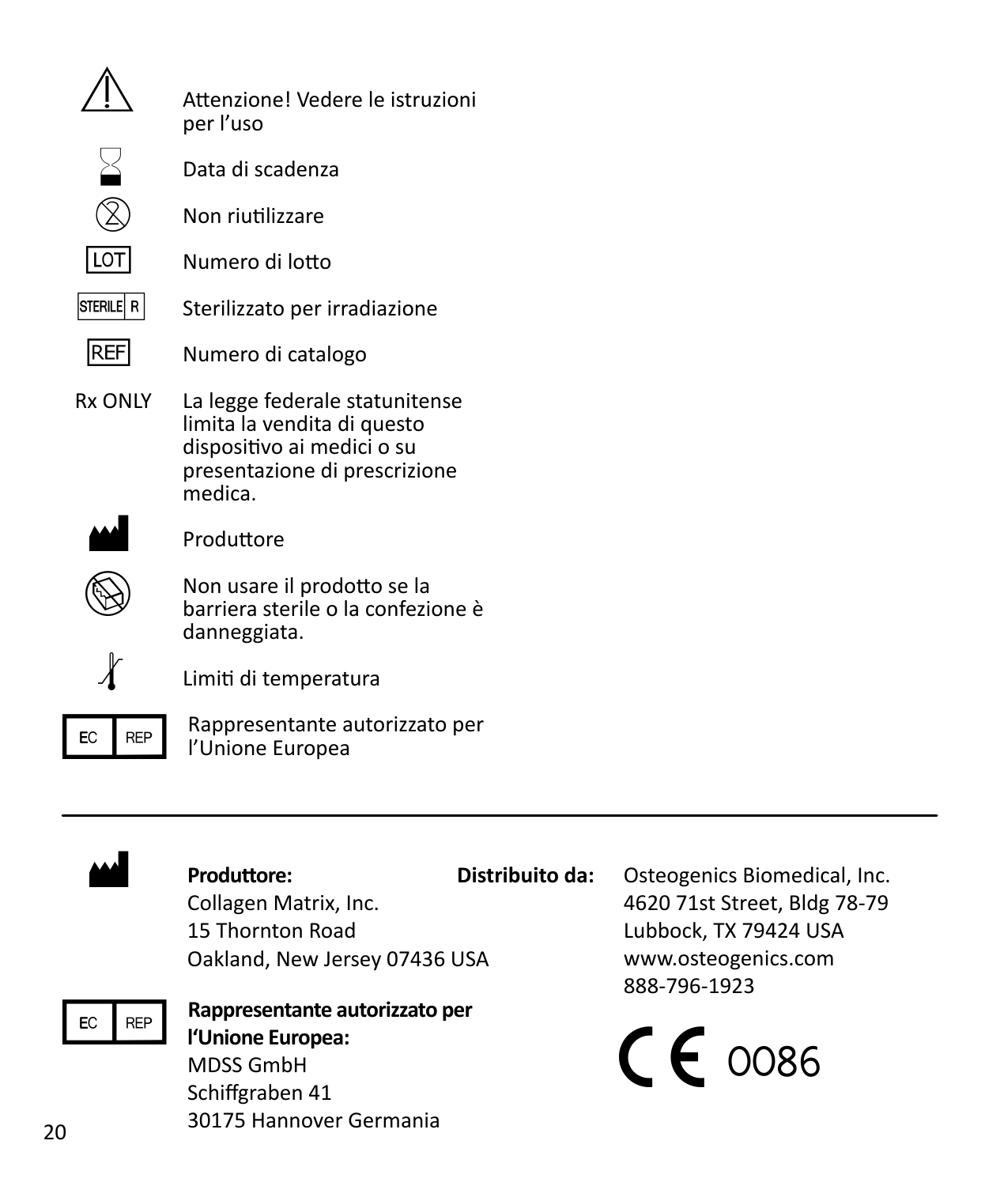| Simbolo | Significato |
|---|---|
| ⚠ | Attenzione! Vedere le istruzioni per l'uso |
| ⧗ | Data di scadenza |
| ② | Non riutilizzare |
| LOT | Numero di lotto |
| STERILE R | Sterilizzato per irradiazione |
| REF | Numero di catalogo |
| Rx ONLY | La legge federale statunitense limita la vendita di questo dispositivo ai medici o su presentazione di prescrizione medica. |
| 🏭 | Produttore |
| 🚫 | Non usare il prodotto se la barriera sterile o la confezione è danneggiata. |
| 🌡 | Limiti di temperatura |
| EC REP | Rappresentante autorizzato per l'Unione Europea |

---

**Produttore:**
Collagen Matrix, Inc.
15 Thornton Road
Oakland, New Jersey 07436 USA

**Rappresentante autorizzato per l'Unione Europea:**
MDSS GmbH
Schiffgraben 41
30175 Hannover Germania

**Distribuito da:**
Osteogenics Biomedical, Inc.
4620 71st Street, Bldg 78-79
Lubbock, TX 79424 USA
www.osteogenics.com
888-796-1923

CE 0086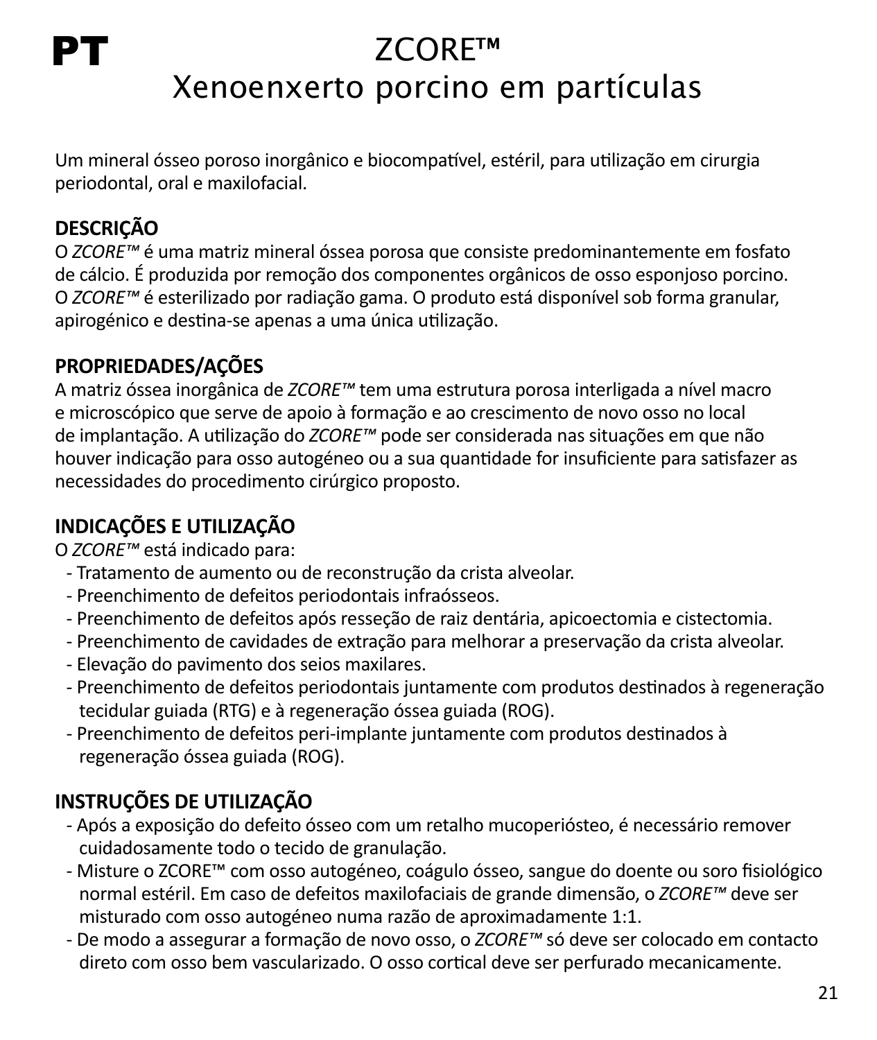**PT**

# ZCORE™
# Xenoenxerto porcino em partículas

Um mineral ósseo poroso inorgânico e biocompatível, estéril, para utilização em cirurgia periodontal, oral e maxilofacial.

## DESCRIÇÃO

O *ZCORE™* é uma matriz mineral óssea porosa que consiste predominantemente em fosfato de cálcio. É produzida por remoção dos componentes orgânicos de osso esponjoso porcino. O *ZCORE™* é esterilizado por radiação gama. O produto está disponível sob forma granular, apirogénico e destina-se apenas a uma única utilização.

## PROPRIEDADES/AÇÕES

A matriz óssea inorgânica de *ZCORE™* tem uma estrutura porosa interligada a nível macro e microscópico que serve de apoio à formação e ao crescimento de novo osso no local de implantação. A utilização do *ZCORE™* pode ser considerada nas situações em que não houver indicação para osso autogéneo ou a sua quantidade for insuficiente para satisfazer as necessidades do procedimento cirúrgico proposto.

## INDICAÇÕES E UTILIZAÇÃO

O *ZCORE™* está indicado para:

- Tratamento de aumento ou de reconstrução da crista alveolar.
- Preenchimento de defeitos periodontais infraósseos.
- Preenchimento de defeitos após resseção de raiz dentária, apicoectomia e cistectomia.
- Preenchimento de cavidades de extração para melhorar a preservação da crista alveolar.
- Elevação do pavimento dos seios maxilares.
- Preenchimento de defeitos periodontais juntamente com produtos destinados à regeneração tecidular guiada (RTG) e à regeneração óssea guiada (ROG).
- Preenchimento de defeitos peri-implante juntamente com produtos destinados à regeneração óssea guiada (ROG).

## INSTRUÇÕES DE UTILIZAÇÃO

- Após a exposição do defeito ósseo com um retalho mucoperiósteo, é necessário remover cuidadosamente todo o tecido de granulação.
- Misture o ZCORE™ com osso autogéneo, coágulo ósseo, sangue do doente ou soro fisiológico normal estéril. Em caso de defeitos maxilofaciais de grande dimensão, o *ZCORE™* deve ser misturado com osso autogéneo numa razão de aproximadamente 1:1.
- De modo a assegurar a formação de novo osso, o *ZCORE™* só deve ser colocado em contacto direto com osso bem vascularizado. O osso cortical deve ser perfurado mecanicamente.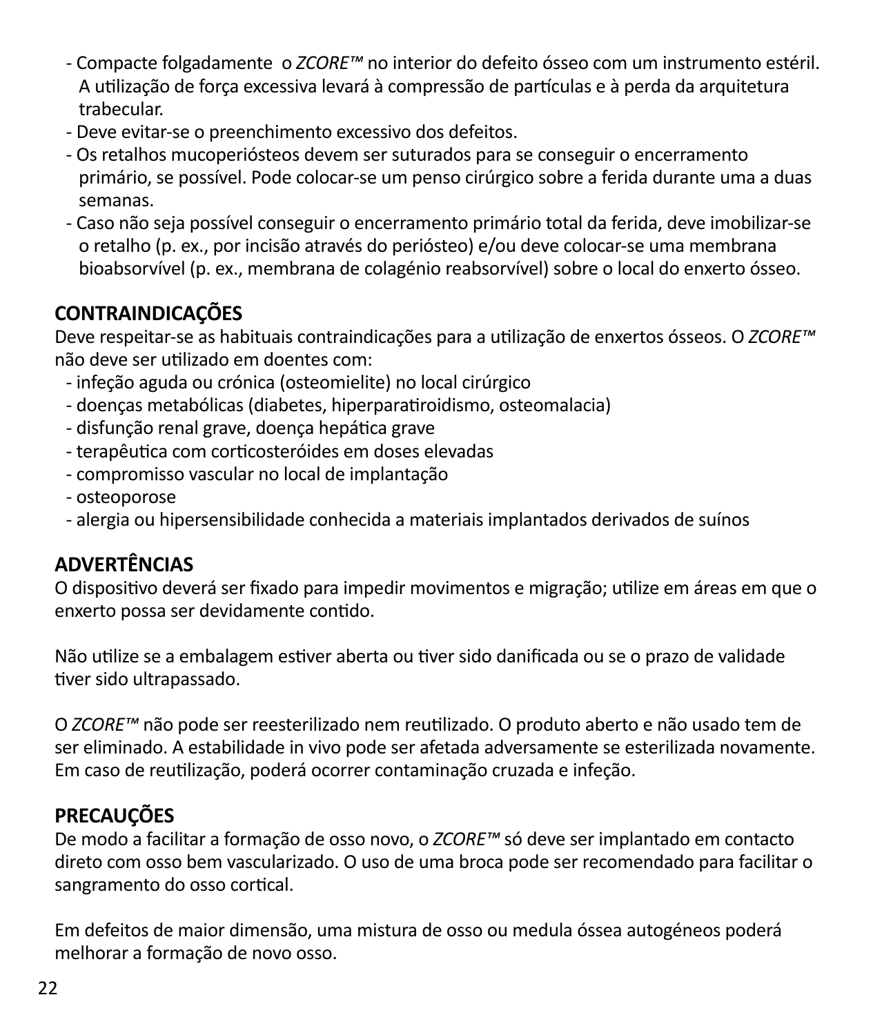- Compacte folgadamente o *ZCORE™* no interior do defeito ósseo com um instrumento estéril. A utilização de força excessiva levará à compressão de partículas e à perda da arquitetura trabecular.
- Deve evitar-se o preenchimento excessivo dos defeitos.
- Os retalhos mucoperiósteos devem ser suturados para se conseguir o encerramento primário, se possível. Pode colocar-se um penso cirúrgico sobre a ferida durante uma a duas semanas.
- Caso não seja possível conseguir o encerramento primário total da ferida, deve imobilizar-se o retalho (p. ex., por incisão através do periósteo) e/ou deve colocar-se uma membrana bioabsorvível (p. ex., membrana de colagénio reabsorvível) sobre o local do enxerto ósseo.

## CONTRAINDICAÇÕES

Deve respeitar-se as habituais contraindicações para a utilização de enxertos ósseos. O *ZCORE™* não deve ser utilizado em doentes com:

- infeção aguda ou crónica (osteomielite) no local cirúrgico
- doenças metabólicas (diabetes, hiperparatiroidismo, osteomalacia)
- disfunção renal grave, doença hepática grave
- terapêutica com corticosteróides em doses elevadas
- compromisso vascular no local de implantação
- osteoporose
- alergia ou hipersensibilidade conhecida a materiais implantados derivados de suínos

## ADVERTÊNCIAS

O dispositivo deverá ser fixado para impedir movimentos e migração; utilize em áreas em que o enxerto possa ser devidamente contido.

Não utilize se a embalagem estiver aberta ou tiver sido danificada ou se o prazo de validade tiver sido ultrapassado.

O *ZCORE™* não pode ser reesterilizado nem reutilizado. O produto aberto e não usado tem de ser eliminado. A estabilidade in vivo pode ser afetada adversamente se esterilizada novamente. Em caso de reutilização, poderá ocorrer contaminação cruzada e infeção.

## PRECAUÇÕES

De modo a facilitar a formação de osso novo, o *ZCORE™* só deve ser implantado em contacto direto com osso bem vascularizado. O uso de uma broca pode ser recomendado para facilitar o sangramento do osso cortical.

Em defeitos de maior dimensão, uma mistura de osso ou medula óssea autogéneos poderá melhorar a formação de novo osso.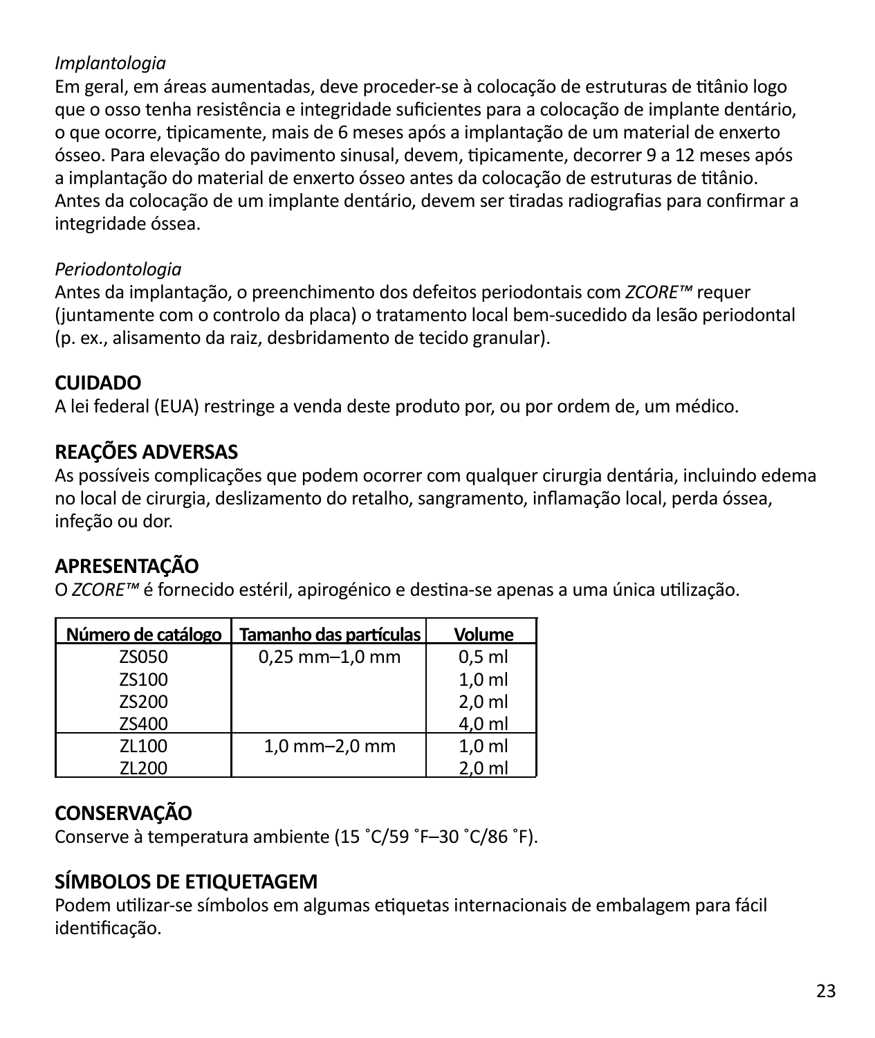*Implantologia*

Em geral, em áreas aumentadas, deve proceder-se à colocação de estruturas de titânio logo que o osso tenha resistência e integridade suficientes para a colocação de implante dentário, o que ocorre, tipicamente, mais de 6 meses após a implantação de um material de enxerto ósseo. Para elevação do pavimento sinusal, devem, tipicamente, decorrer 9 a 12 meses após a implantação do material de enxerto ósseo antes da colocação de estruturas de titânio. Antes da colocação de um implante dentário, devem ser tiradas radiografias para confirmar a integridade óssea.

*Periodontologia*

Antes da implantação, o preenchimento dos defeitos periodontais com *ZCORE™* requer (juntamente com o controlo da placa) o tratamento local bem-sucedido da lesão periodontal (p. ex., alisamento da raiz, desbridamento de tecido granular).

## CUIDADO

A lei federal (EUA) restringe a venda deste produto por, ou por ordem de, um médico.

## REAÇÕES ADVERSAS

As possíveis complicações que podem ocorrer com qualquer cirurgia dentária, incluindo edema no local de cirurgia, deslizamento do retalho, sangramento, inflamação local, perda óssea, infeção ou dor.

## APRESENTAÇÃO

O *ZCORE™* é fornecido estéril, apirogénico e destina-se apenas a uma única utilização.

| Número de catálogo | Tamanho das partículas | Volume |
|---|---|---|
| ZS050 | 0,25 mm–1,0 mm | 0,5 ml |
| ZS100 | | 1,0 ml |
| ZS200 | | 2,0 ml |
| ZS400 | | 4,0 ml |
| ZL100 | 1,0 mm–2,0 mm | 1,0 ml |
| ZL200 | | 2,0 ml |

## CONSERVAÇÃO

Conserve à temperatura ambiente (15 ˚C/59 ˚F–30 ˚C/86 ˚F).

## SÍMBOLOS DE ETIQUETAGEM

Podem utilizar-se símbolos em algumas etiquetas internacionais de embalagem para fácil identificação.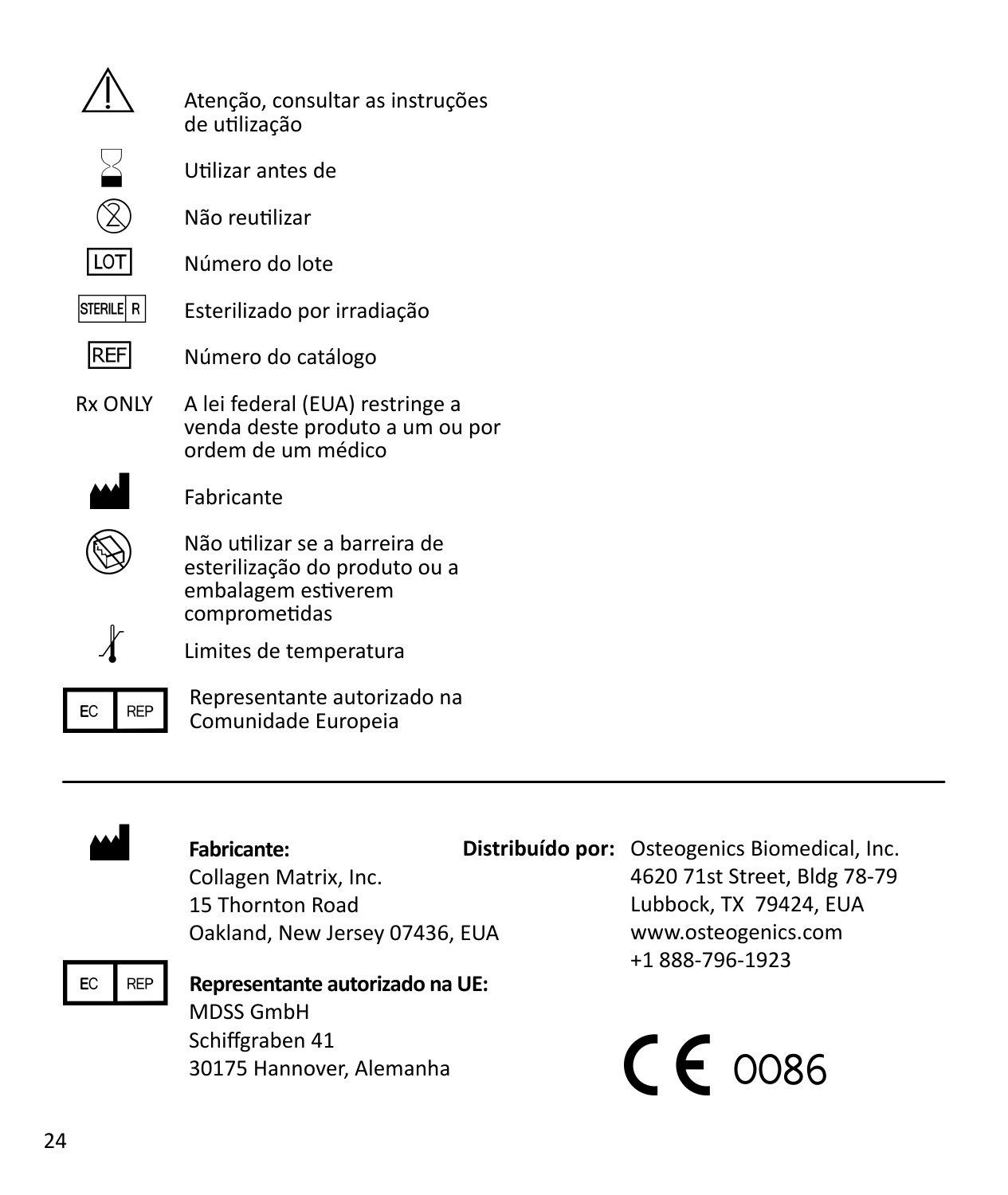| Símbolo | Significado |
| --- | --- |
| ⚠ | Atenção, consultar as instruções de utilização |
| ⌛ | Utilizar antes de |
| ⊗ | Não reutilizar |
| LOT | Número do lote |
| STERILE R | Esterilizado por irradiação |
| REF | Número do catálogo |
| Rx ONLY | A lei federal (EUA) restringe a venda deste produto a um ou por ordem de um médico |
| 🏭 | Fabricante |
| ⊘ | Não utilizar se a barreira de esterilização do produto ou a embalagem estiverem comprometidas |
| 🌡 | Limites de temperatura |
| EC REP | Representante autorizado na Comunidade Europeia |

---

**Fabricante:**
Collagen Matrix, Inc.
15 Thornton Road
Oakland, New Jersey 07436, EUA

**Representante autorizado na UE:**
MDSS GmbH
Schiffgraben 41
30175 Hannover, Alemanha

**Distribuído por:** Osteogenics Biomedical, Inc.
4620 71st Street, Bldg 78-79
Lubbock, TX 79424, EUA
www.osteogenics.com
+1 888-796-1923

CE 0086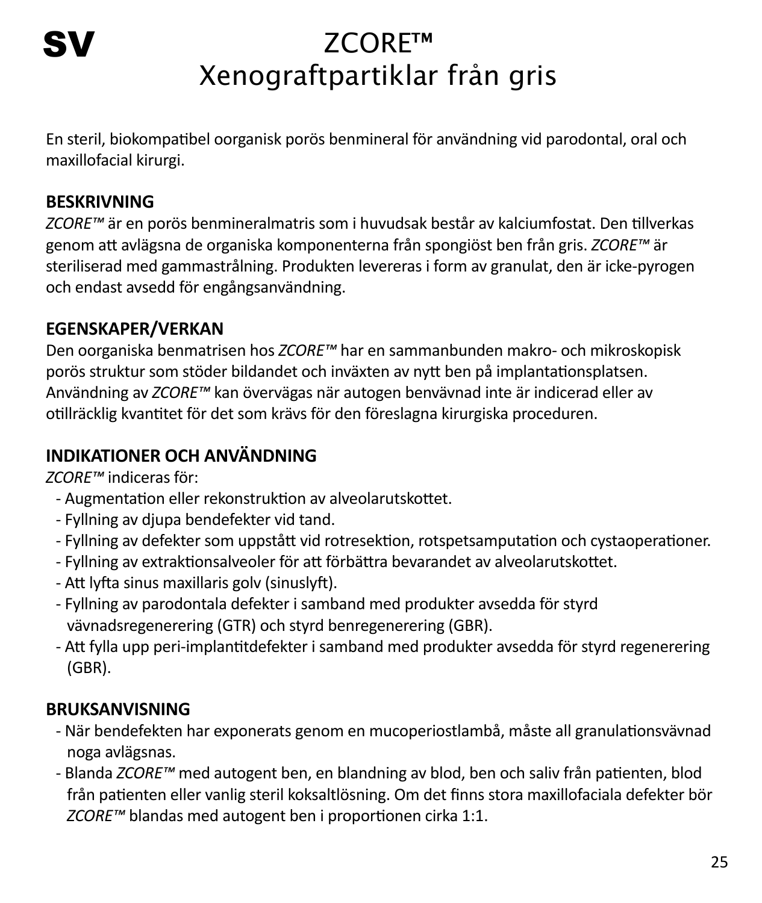**SV**

# ZCORE™
# Xenograftpartiklar från gris

En steril, biokompatibel oorganisk porös benmineral för användning vid parodontal, oral och maxillofacial kirurgi.

## BESKRIVNING

*ZCORE™* är en porös benmineralmatris som i huvudsak består av kalciumfostat. Den tillverkas genom att avlägsna de organiska komponenterna från spongiöst ben från gris. *ZCORE™* är steriliserad med gammastrålning. Produkten levereras i form av granulat, den är icke-pyrogen och endast avsedd för engångsanvändning.

## EGENSKAPER/VERKAN

Den oorganiska benmatrisen hos *ZCORE™* har en sammanbunden makro- och mikroskopisk porös struktur som stöder bildandet och inväxten av nytt ben på implantationsplatsen. Användning av *ZCORE™* kan övervägas när autogen benvävnad inte är indicerad eller av otillräcklig kvantitet för det som krävs för den föreslagna kirurgiska proceduren.

## INDIKATIONER OCH ANVÄNDNING

*ZCORE™* indiceras för:

- Augmentation eller rekonstruktion av alveolarutskottet.
- Fyllning av djupa bendefekter vid tand.
- Fyllning av defekter som uppstått vid rotresektion, rotspetsamputation och cystaoperationer.
- Fyllning av extraktionsalveoler för att förbättra bevarandet av alveolarutskottet.
- Att lyfta sinus maxillaris golv (sinuslyft).
- Fyllning av parodontala defekter i samband med produkter avsedda för styrd vävnadsregenerering (GTR) och styrd benregenerering (GBR).
- Att fylla upp peri-implantitdefekter i samband med produkter avsedda för styrd regenerering (GBR).

## BRUKSANVISNING

- När bendefekten har exponerats genom en mucoperiostlambå, måste all granulationsvävnad noga avlägsnas.
- Blanda *ZCORE™* med autogent ben, en blandning av blod, ben och saliv från patienten, blod från patienten eller vanlig steril koksaltlösning. Om det finns stora maxillofaciala defekter bör *ZCORE™* blandas med autogent ben i proportionen cirka 1:1.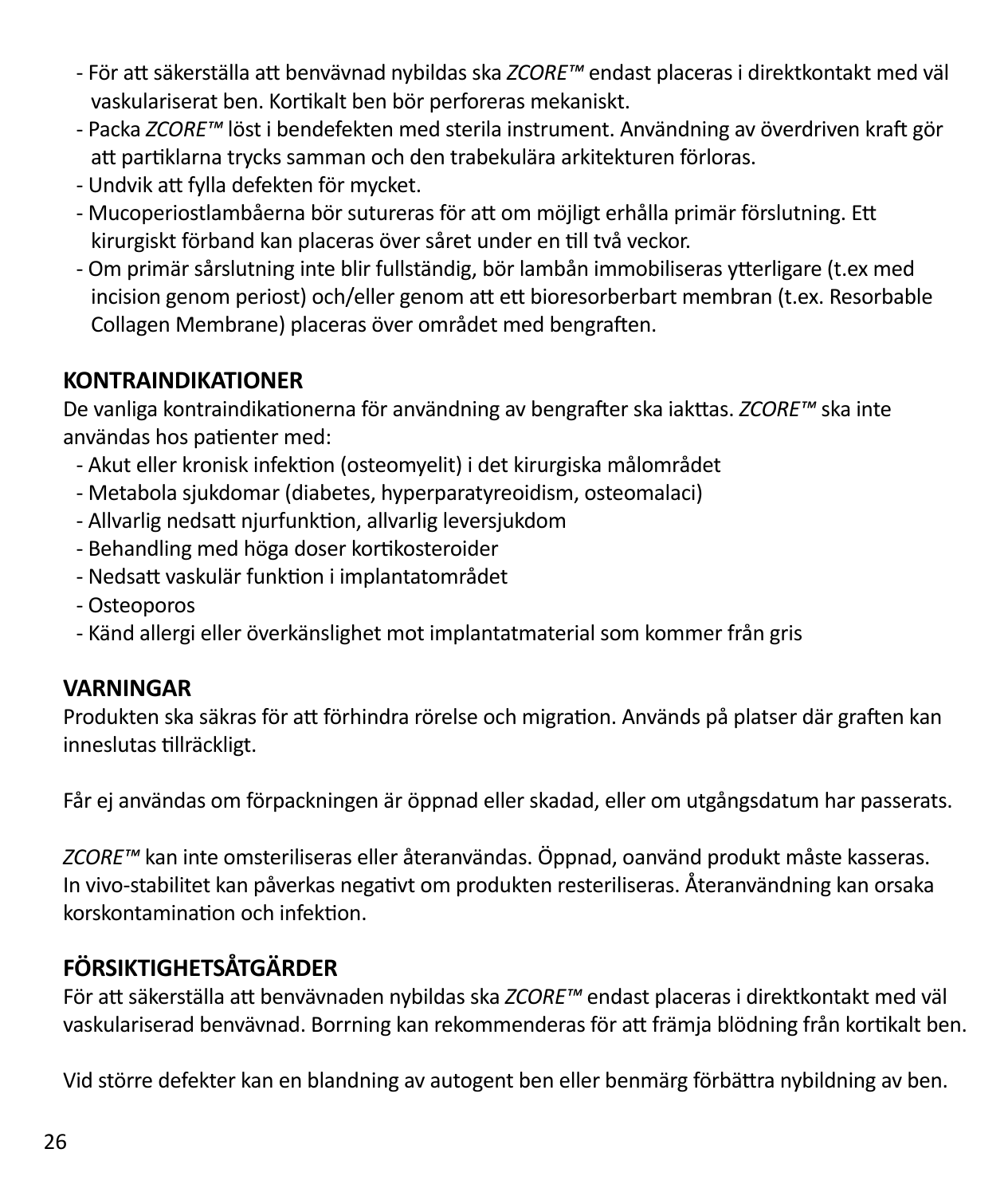- För att säkerställa att benvävnad nybildas ska *ZCORE™* endast placeras i direktkontakt med väl vaskulariserat ben. Kortikalt ben bör perforeras mekaniskt.
- Packa *ZCORE™* löst i bendefekten med sterila instrument. Användning av överdriven kraft gör att partiklarna trycks samman och den trabekulära arkitekturen förloras.
- Undvik att fylla defekten för mycket.
- Mucoperiostlambåerna bör sutureras för att om möjligt erhålla primär förslutning. Ett kirurgiskt förband kan placeras över såret under en till två veckor.
- Om primär sårslutning inte blir fullständig, bör lambån immobiliseras ytterligare (t.ex med incision genom periost) och/eller genom att ett bioresorberbart membran (t.ex. Resorbable Collagen Membrane) placeras över området med bengraften.

## KONTRAINDIKATIONER

De vanliga kontraindikationerna för användning av bengrafter ska iakttas. *ZCORE™* ska inte användas hos patienter med:

- Akut eller kronisk infektion (osteomyelit) i det kirurgiska målområdet
- Metabola sjukdomar (diabetes, hyperparatyreoidism, osteomalaci)
- Allvarlig nedsatt njurfunktion, allvarlig leversjukdom
- Behandling med höga doser kortikosteroider
- Nedsatt vaskulär funktion i implantatområdet
- Osteoporos
- Känd allergi eller överkänslighet mot implantatmaterial som kommer från gris

## VARNINGAR

Produkten ska säkras för att förhindra rörelse och migration. Används på platser där graften kan inneslutas tillräckligt.

Får ej användas om förpackningen är öppnad eller skadad, eller om utgångsdatum har passerats.

*ZCORE™* kan inte omsteriliseras eller återanvändas. Öppnad, oanvänd produkt måste kasseras. In vivo-stabilitet kan påverkas negativt om produkten resteriliseras. Återanvändning kan orsaka korskontamination och infektion.

## FÖRSIKTIGHETSÅTGÄRDER

För att säkerställa att benvävnaden nybildas ska *ZCORE™* endast placeras i direktkontakt med väl vaskulariserad benvävnad. Borrning kan rekommenderas för att främja blödning från kortikalt ben.

Vid större defekter kan en blandning av autogent ben eller benmärg förbättra nybildning av ben.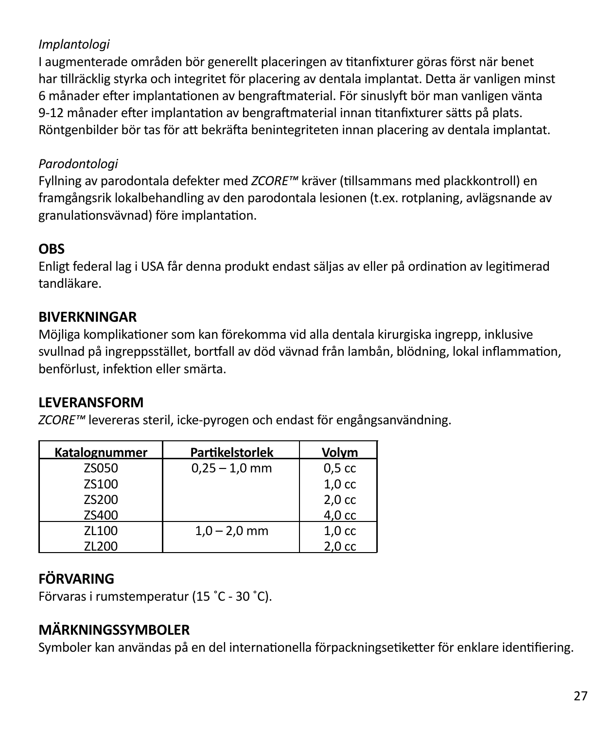*Implantologi*

I augmenterade områden bör generellt placeringen av titanfixturer göras först när benet har tillräcklig styrka och integritet för placering av dentala implantat. Detta är vanligen minst 6 månader efter implantationen av bengraftmaterial. För sinuslyft bör man vanligen vänta 9-12 månader efter implantation av bengraftmaterial innan titanfixturer sätts på plats. Röntgenbilder bör tas för att bekräfta benintegriteten innan placering av dentala implantat.

*Parodontologi*

Fyllning av parodontala defekter med *ZCORE™* kräver (tillsammans med plackkontroll) en framgångsrik lokalbehandling av den parodontala lesionen (t.ex. rotplaning, avlägsnande av granulationsvävnad) före implantation.

## OBS

Enligt federal lag i USA får denna produkt endast säljas av eller på ordination av legitimerad tandläkare.

## BIVERKNINGAR

Möjliga komplikationer som kan förekomma vid alla dentala kirurgiska ingrepp, inklusive svullnad på ingreppsstället, bortfall av död vävnad från lambån, blödning, lokal inflammation, benförlust, infektion eller smärta.

## LEVERANSFORM

*ZCORE™* levereras steril, icke-pyrogen och endast för engångsanvändning.

| Katalognummer | Partikelstorlek | Volym |
|---|---|---|
| ZS050 | 0,25 – 1,0 mm | 0,5 cc |
| ZS100 | | 1,0 cc |
| ZS200 | | 2,0 cc |
| ZS400 | | 4,0 cc |
| ZL100 | 1,0 – 2,0 mm | 1,0 cc |
| ZL200 | | 2,0 cc |

## FÖRVARING

Förvaras i rumstemperatur (15 ˚C - 30 ˚C).

## MÄRKNINGSSYMBOLER

Symboler kan användas på en del internationella förpackningsetiketter för enklare identifiering.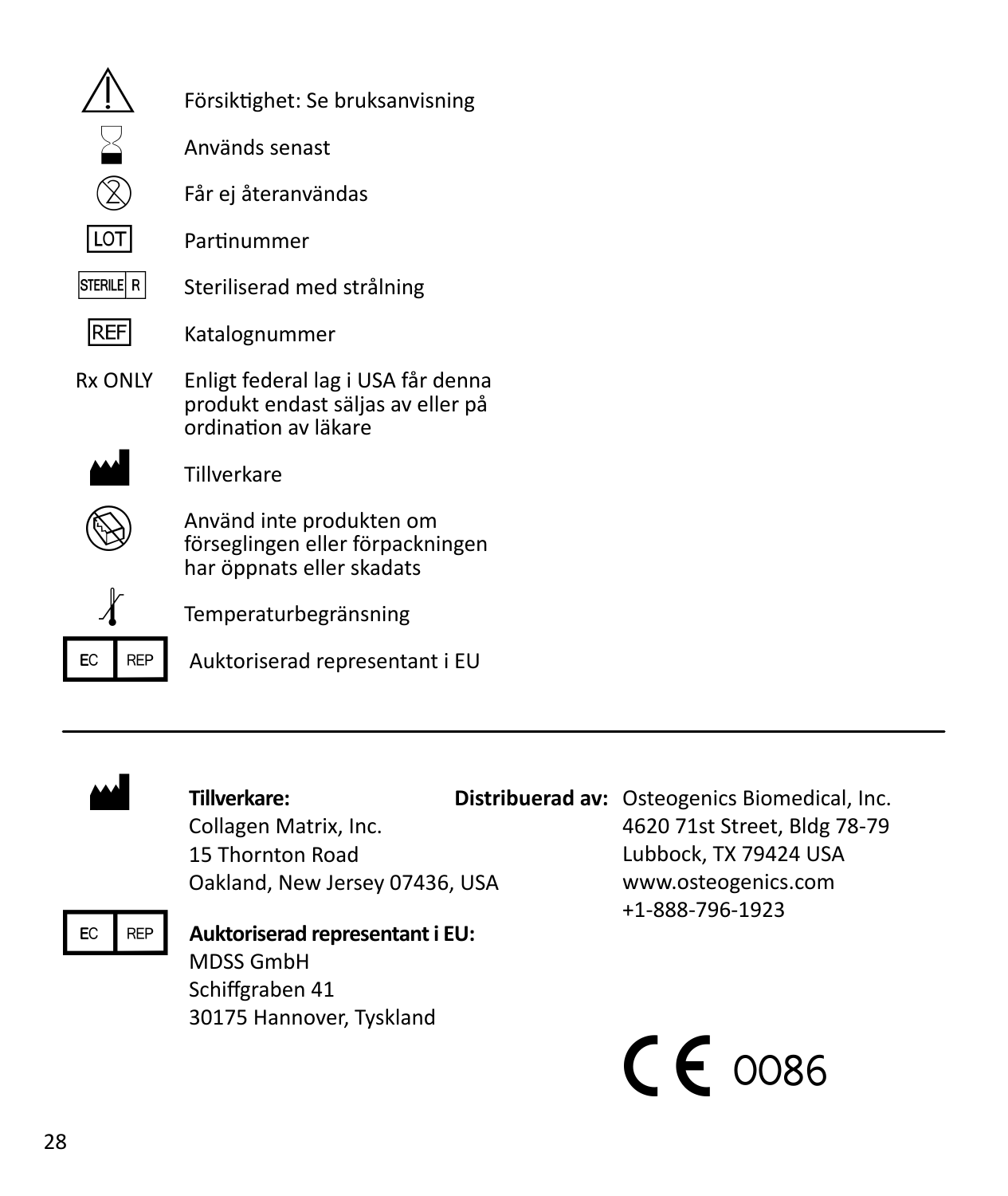| Symbol | Beskrivning |
| --- | --- |
| ⚠ | Försiktighet: Se bruksanvisning |
| ⌛ | Används senast |
| ⊗ | Får ej återanvändas |
| LOT | Partinummer |
| STERILE R | Steriliserad med strålning |
| REF | Katalognummer |
| Rx ONLY | Enligt federal lag i USA får denna produkt endast säljas av eller på ordination av läkare |
| 🏭 | Tillverkare |
| ⊘ | Använd inte produkten om förseglingen eller förpackningen har öppnats eller skadats |
| 🌡 | Temperaturbegränsning |
| EC REP | Auktoriserad representant i EU |

---

**Tillverkare:**
Collagen Matrix, Inc.
15 Thornton Road
Oakland, New Jersey 07436, USA

**Auktoriserad representant i EU:**
MDSS GmbH
Schiffgraben 41
30175 Hannover, Tyskland

**Distribuerad av:** Osteogenics Biomedical, Inc.
4620 71st Street, Bldg 78-79
Lubbock, TX 79424 USA
www.osteogenics.com
+1-888-796-1923

CE 0086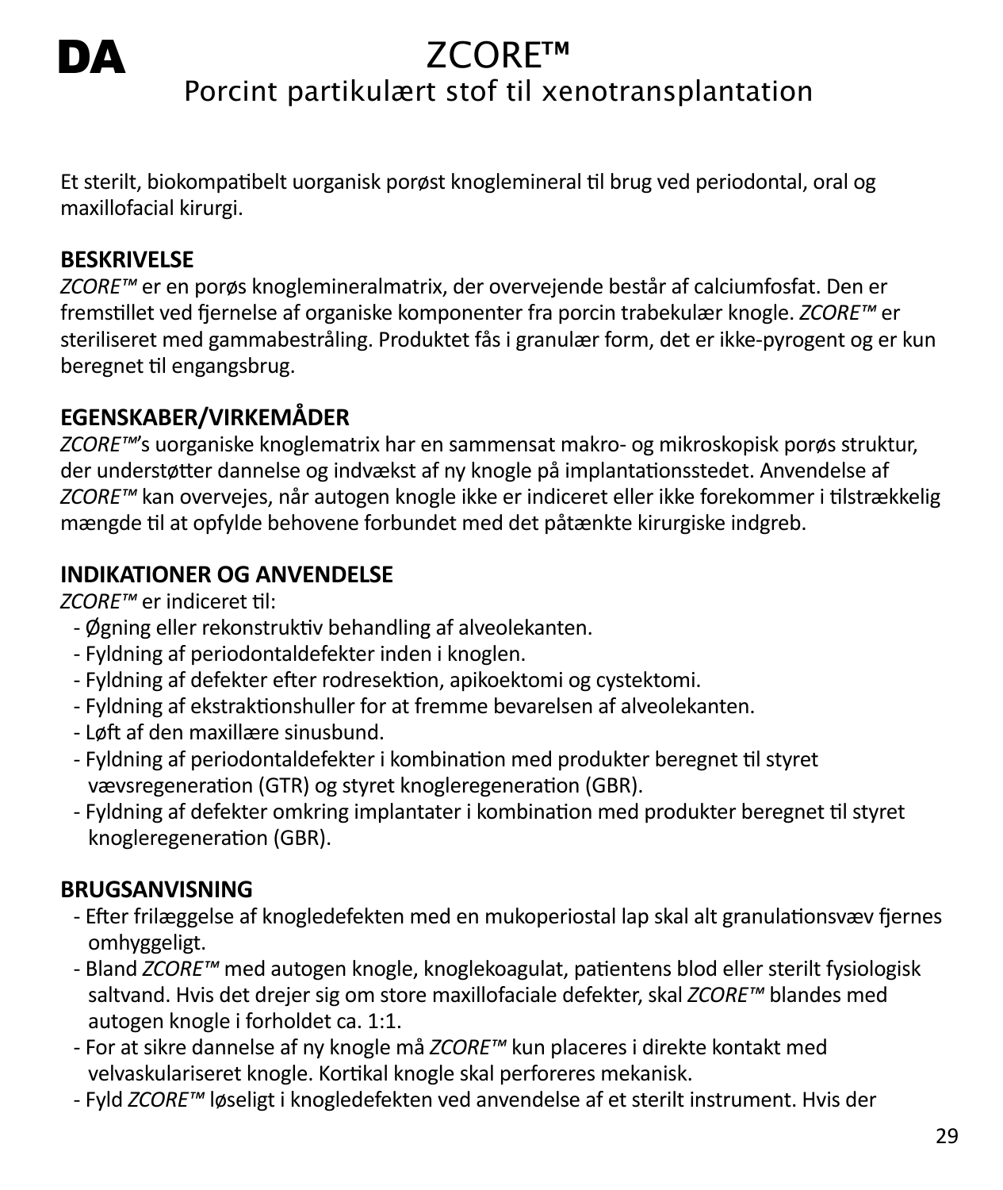DA

# ZCORE™

## Porcint partikulært stof til xenotransplantation

Et sterilt, biokompatibelt uorganisk porøst knoglemineral til brug ved periodontal, oral og maxillofacial kirurgi.

### BESKRIVELSE

*ZCORE™* er en porøs knoglemineralmatrix, der overvejende består af calciumfosfat. Den er fremstillet ved fjernelse af organiske komponenter fra porcin trabekulær knogle. *ZCORE™* er steriliseret med gammabestråling. Produktet fås i granulær form, det er ikke-pyrogent og er kun beregnet til engangsbrug.

### EGENSKABER/VIRKEMÅDER

*ZCORE™*'s uorganiske knoglematrix har en sammensat makro- og mikroskopisk porøs struktur, der understøtter dannelse og indvækst af ny knogle på implantationsstedet. Anvendelse af *ZCORE™* kan overvejes, når autogen knogle ikke er indiceret eller ikke forekommer i tilstrækkelig mængde til at opfylde behovene forbundet med det påtænkte kirurgiske indgreb.

### INDIKATIONER OG ANVENDELSE

*ZCORE™* er indiceret til:

- Øgning eller rekonstruktiv behandling af alveolekanten.
- Fyldning af periodontaldefekter inden i knoglen.
- Fyldning af defekter efter rodresektion, apikoektomi og cystektomi.
- Fyldning af ekstraktionshuller for at fremme bevarelsen af alveolekanten.
- Løft af den maxillære sinusbund.
- Fyldning af periodontaldefekter i kombination med produkter beregnet til styret vævsregeneration (GTR) og styret knogleregeneration (GBR).
- Fyldning af defekter omkring implantater i kombination med produkter beregnet til styret knogleregeneration (GBR).

### BRUGSANVISNING

- Efter frilæggelse af knogledefekten med en mukoperiostal lap skal alt granulationsvæv fjernes omhyggeligt.
- Bland *ZCORE™* med autogen knogle, knoglekoagulat, patientens blod eller sterilt fysiologisk saltvand. Hvis det drejer sig om store maxillofaciale defekter, skal *ZCORE™* blandes med autogen knogle i forholdet ca. 1:1.
- For at sikre dannelse af ny knogle må *ZCORE™* kun placeres i direkte kontakt med velvaskulariseret knogle. Kortikal knogle skal perforeres mekanisk.
- Fyld *ZCORE™* løseligt i knogledefekten ved anvendelse af et sterilt instrument. Hvis der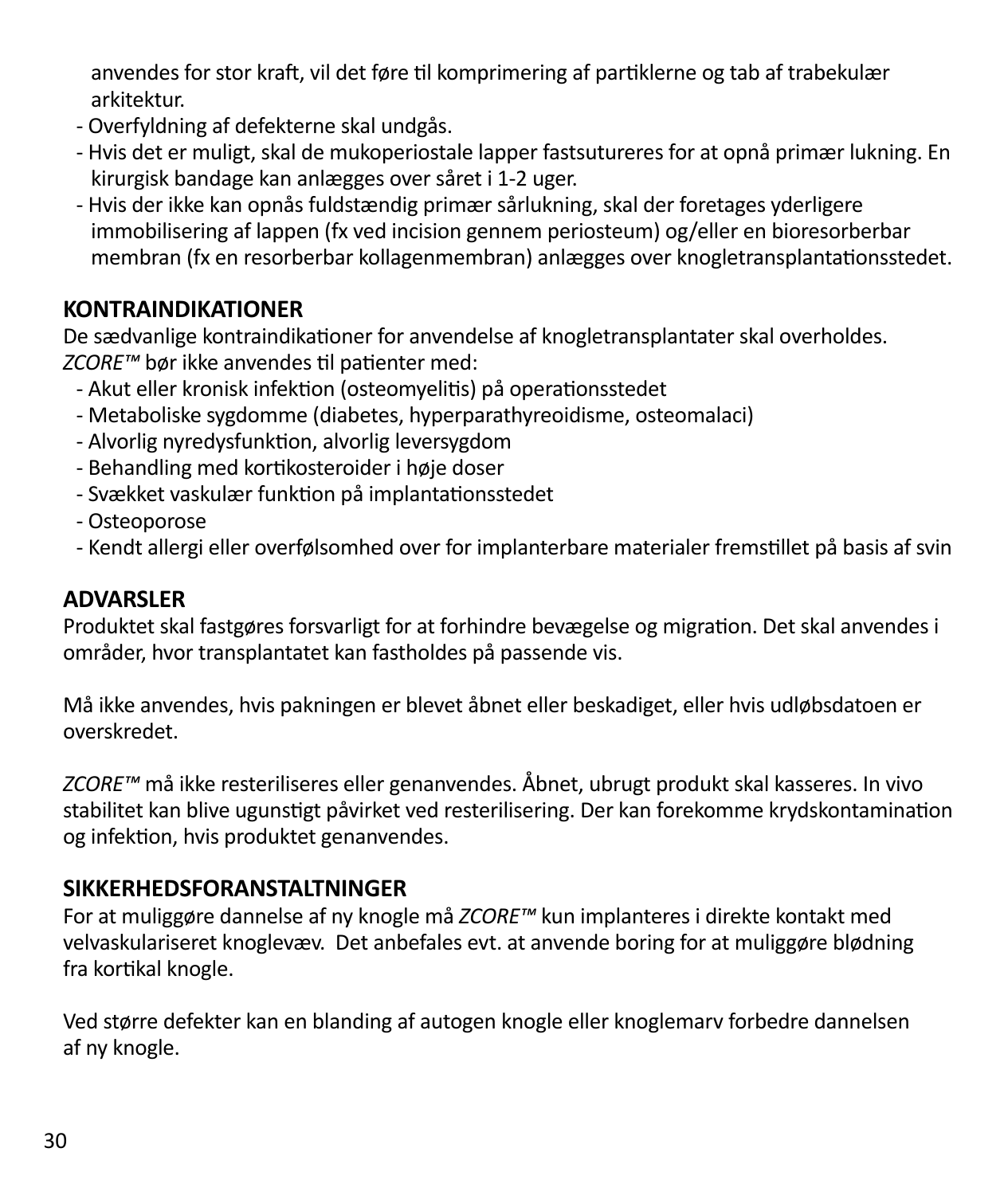anvendes for stor kraft, vil det føre til komprimering af partiklerne og tab af trabekulær arkitektur.

- Overfyldning af defekterne skal undgås.
- Hvis det er muligt, skal de mukoperiostale lapper fastsutureres for at opnå primær lukning. En kirurgisk bandage kan anlægges over såret i 1-2 uger.
- Hvis der ikke kan opnås fuldstændig primær sårlukning, skal der foretages yderligere immobilisering af lappen (fx ved incision gennem periosteum) og/eller en bioresorberbar membran (fx en resorberbar kollagenmembran) anlægges over knogletransplantationsstedet.

## KONTRAINDIKATIONER

De sædvanlige kontraindikationer for anvendelse af knogletransplantater skal overholdes. *ZCORE™* bør ikke anvendes til patienter med:

- Akut eller kronisk infektion (osteomyelitis) på operationsstedet
- Metaboliske sygdomme (diabetes, hyperparathyreoidisme, osteomalaci)
- Alvorlig nyredysfunktion, alvorlig leversygdom
- Behandling med kortikosteroider i høje doser
- Svækket vaskulær funktion på implantationsstedet
- Osteoporose
- Kendt allergi eller overfølsomhed over for implanterbare materialer fremstillet på basis af svin

## ADVARSLER

Produktet skal fastgøres forsvarligt for at forhindre bevægelse og migration. Det skal anvendes i områder, hvor transplantatet kan fastholdes på passende vis.

Må ikke anvendes, hvis pakningen er blevet åbnet eller beskadiget, eller hvis udløbsdatoen er overskredet.

*ZCORE™* må ikke resteriliseres eller genanvendes. Åbnet, ubrugt produkt skal kasseres. In vivo stabilitet kan blive ugunstigt påvirket ved resterilisering. Der kan forekomme krydskontamination og infektion, hvis produktet genanvendes.

## SIKKERHEDSFORANSTALTNINGER

For at muliggøre dannelse af ny knogle må *ZCORE™* kun implanteres i direkte kontakt med velvaskulariseret knoglevæv. Det anbefales evt. at anvende boring for at muliggøre blødning fra kortikal knogle.

Ved større defekter kan en blanding af autogen knogle eller knoglemarv forbedre dannelsen af ny knogle.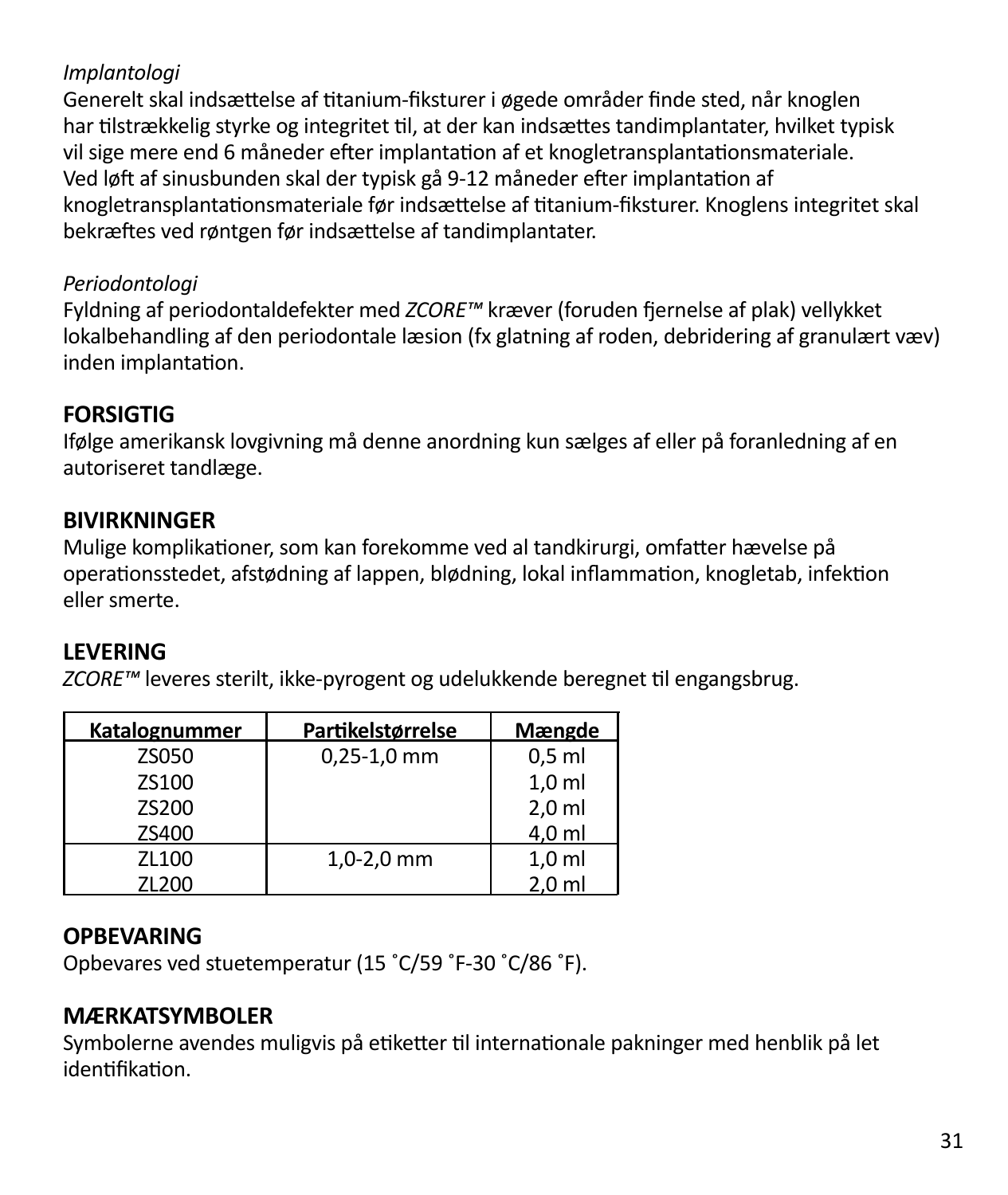*Implantologi*
Generelt skal indsættelse af titanium-fiksturer i øgede områder finde sted, når knoglen har tilstrækkelig styrke og integritet til, at der kan indsættes tandimplantater, hvilket typisk vil sige mere end 6 måneder efter implantation af et knogletransplantationsmateriale. Ved løft af sinusbunden skal der typisk gå 9-12 måneder efter implantation af knogletransplantationsmateriale før indsættelse af titanium-fiksturer. Knoglens integritet skal bekræftes ved røntgen før indsættelse af tandimplantater.

*Periodontologi*
Fyldning af periodontaldefekter med *ZCORE™* kræver (foruden fjernelse af plak) vellykket lokalbehandling af den periodontale læsion (fx glatning af roden, debridering af granulært væv) inden implantation.

## FORSIGTIG
Ifølge amerikansk lovgivning må denne anordning kun sælges af eller på foranledning af en autoriseret tandlæge.

## BIVIRKNINGER
Mulige komplikationer, som kan forekomme ved al tandkirurgi, omfatter hævelse på operationsstedet, afstødning af lappen, blødning, lokal inflammation, knogletab, infektion eller smerte.

## LEVERING
*ZCORE™* leveres sterilt, ikke-pyrogent og udelukkende beregnet til engangsbrug.

| Katalognummer | Partikelstørrelse | Mængde |
|---|---|---|
| ZS050 | 0,25-1,0 mm | 0,5 ml |
| ZS100 | | 1,0 ml |
| ZS200 | | 2,0 ml |
| ZS400 | | 4,0 ml |
| ZL100 | 1,0-2,0 mm | 1,0 ml |
| ZL200 | | 2,0 ml |

## OPBEVARING
Opbevares ved stuetemperatur (15 ˚C/59 ˚F-30 ˚C/86 ˚F).

## MÆRKATSYMBOLER
Symbolerne avendes muligvis på etiketter til internationale pakninger med henblik på let identifikation.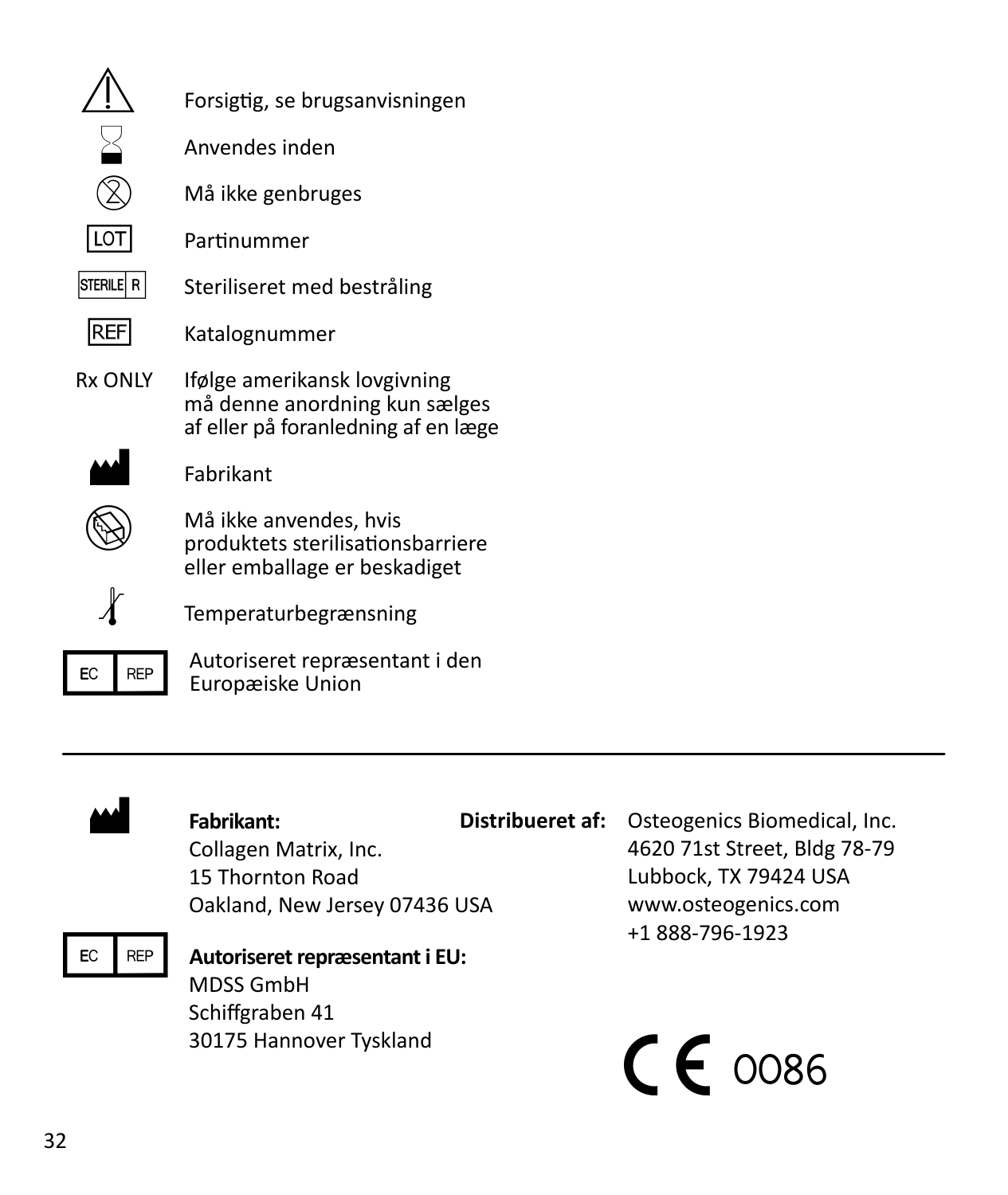| Symbol | Beskrivelse |
|---|---|
| ⚠ | Forsigtig, se brugsanvisningen |
| ⌛ | Anvendes inden |
| ② | Må ikke genbruges |
| LOT | Partinummer |
| STERILE R | Steriliseret med bestråling |
| REF | Katalognummer |
| Rx ONLY | Ifølge amerikansk lovgivning må denne anordning kun sælges af eller på foranledning af en læge |
| | Fabrikant |
| | Må ikke anvendes, hvis produktets sterilisationsbarriere eller emballage er beskadiget |
| | Temperaturbegrænsning |
| EC REP | Autoriseret repræsentant i den Europæiske Union |

---

**Fabrikant:**
Collagen Matrix, Inc.
15 Thornton Road
Oakland, New Jersey 07436 USA

**Autoriseret repræsentant i EU:**
MDSS GmbH
Schiffgraben 41
30175 Hannover Tyskland

**Distribueret af:** Osteogenics Biomedical, Inc.
4620 71st Street, Bldg 78-79
Lubbock, TX 79424 USA
www.osteogenics.com
+1 888-796-1923

CE 0086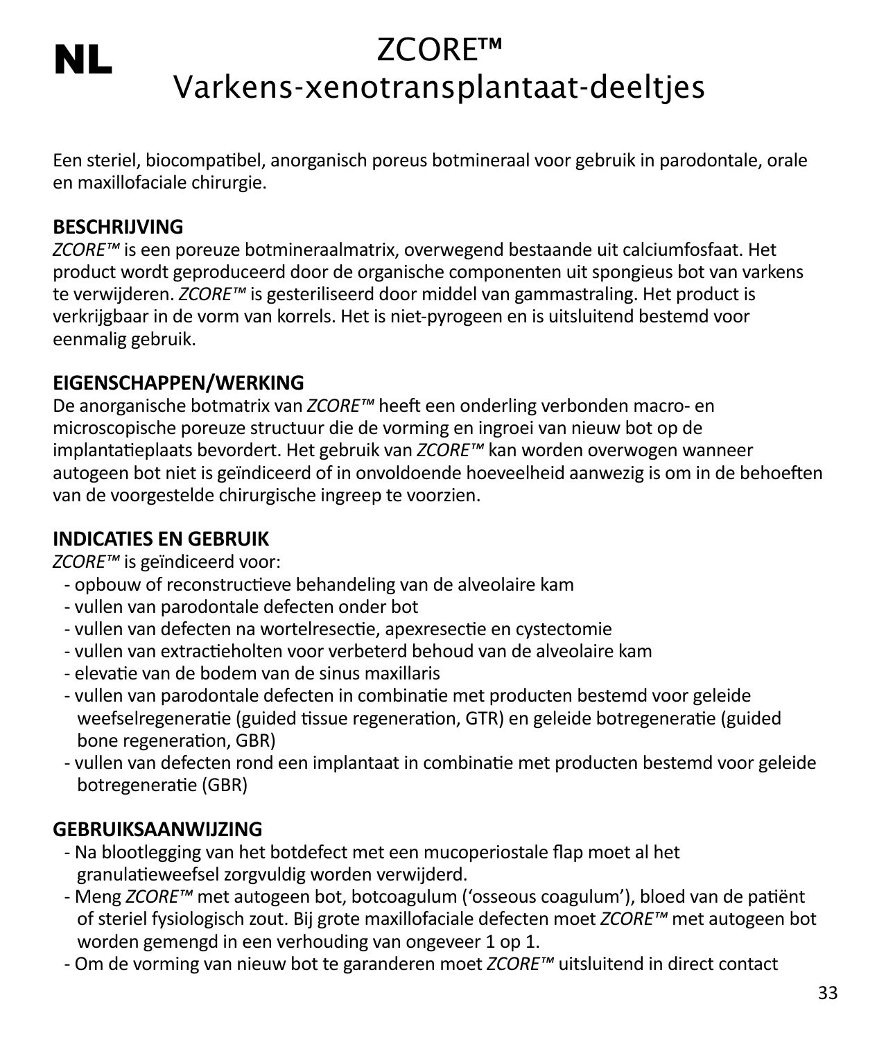NL

# ZCORE™
# Varkens-xenotransplantaat-deeltjes

Een steriel, biocompatibel, anorganisch poreus botmineraal voor gebruik in parodontale, orale en maxillofaciale chirurgie.

## BESCHRIJVING

*ZCORE™* is een poreuze botmineraalmatrix, overwegend bestaande uit calciumfosfaat. Het product wordt geproduceerd door de organische componenten uit spongieus bot van varkens te verwijderen. *ZCORE™* is gesteriliseerd door middel van gammastraling. Het product is verkrijgbaar in de vorm van korrels. Het is niet-pyrogeen en is uitsluitend bestemd voor eenmalig gebruik.

## EIGENSCHAPPEN/WERKING

De anorganische botmatrix van *ZCORE™* heeft een onderling verbonden macro- en microscopische poreuze structuur die de vorming en ingroei van nieuw bot op de implantatieplaats bevordert. Het gebruik van *ZCORE™* kan worden overwogen wanneer autogeen bot niet is geïndiceerd of in onvoldoende hoeveelheid aanwezig is om in de behoeften van de voorgestelde chirurgische ingreep te voorzien.

## INDICATIES EN GEBRUIK

*ZCORE™* is geïndiceerd voor:

- opbouw of reconstructieve behandeling van de alveolaire kam
- vullen van parodontale defecten onder bot
- vullen van defecten na wortelresectie, apexresectie en cystectomie
- vullen van extractieholten voor verbeterd behoud van de alveolaire kam
- elevatie van de bodem van de sinus maxillaris
- vullen van parodontale defecten in combinatie met producten bestemd voor geleide weefselregeneratie (guided tissue regeneration, GTR) en geleide botregeneratie (guided bone regeneration, GBR)
- vullen van defecten rond een implantaat in combinatie met producten bestemd voor geleide botregeneratie (GBR)

## GEBRUIKSAANWIJZING

- Na blootlegging van het botdefect met een mucoperiostale flap moet al het granulatieweefsel zorgvuldig worden verwijderd.
- Meng *ZCORE™* met autogeen bot, botcoagulum ('osseous coagulum'), bloed van de patiënt of steriel fysiologisch zout. Bij grote maxillofaciale defecten moet *ZCORE™* met autogeen bot worden gemengd in een verhouding van ongeveer 1 op 1.
- Om de vorming van nieuw bot te garanderen moet *ZCORE™* uitsluitend in direct contact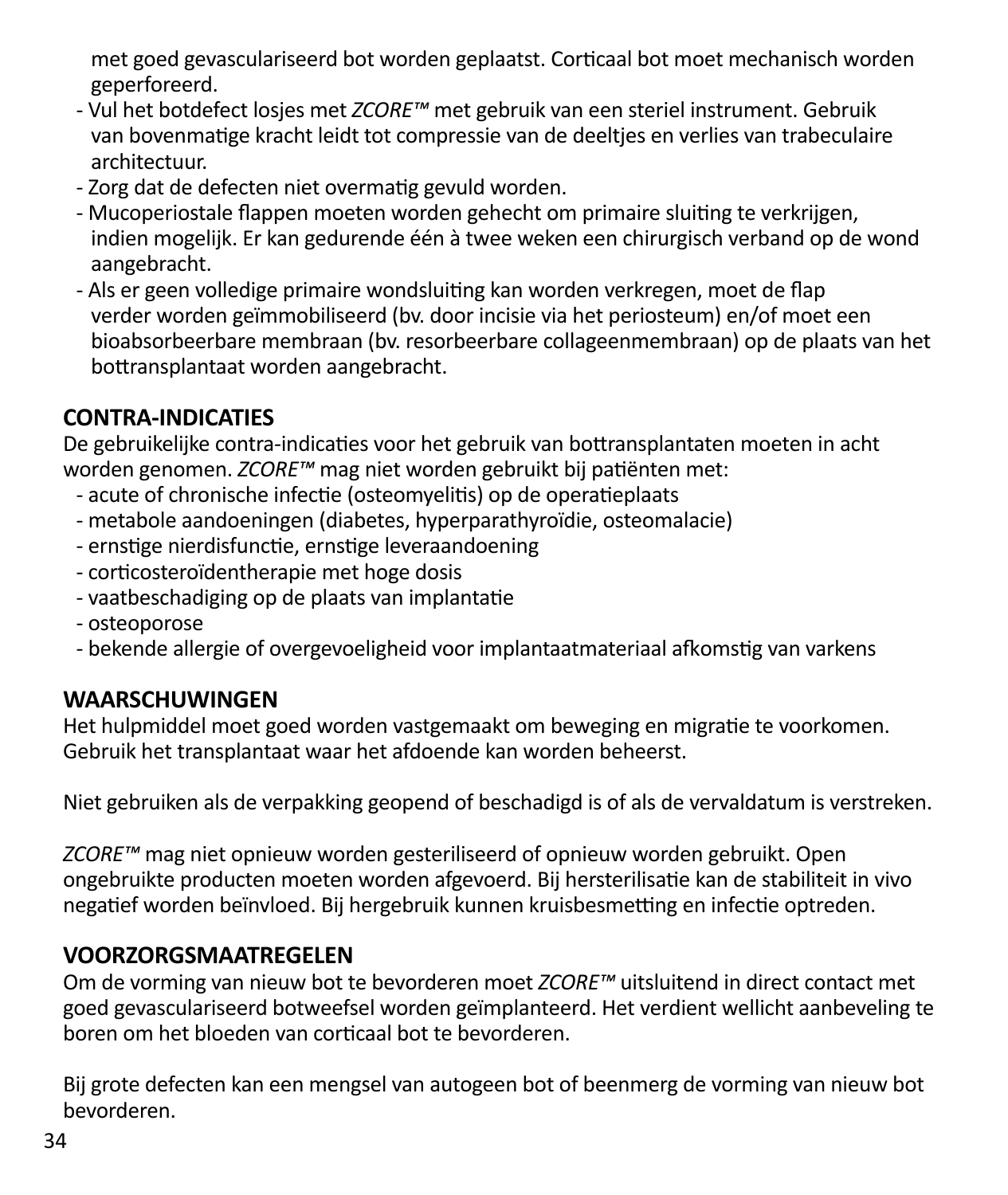met goed gevasculariseerd bot worden geplaatst. Corticaal bot moet mechanisch worden geperforeerd.

- Vul het botdefect losjes met *ZCORE™* met gebruik van een steriel instrument. Gebruik van bovenmatige kracht leidt tot compressie van de deeltjes en verlies van trabeculaire architectuur.
- Zorg dat de defecten niet overmatig gevuld worden.
- Mucoperiostale flappen moeten worden gehecht om primaire sluiting te verkrijgen, indien mogelijk. Er kan gedurende één à twee weken een chirurgisch verband op de wond aangebracht.
- Als er geen volledige primaire wondsluiting kan worden verkregen, moet de flap verder worden geïmmobiliseerd (bv. door incisie via het periosteum) en/of moet een bioabsorbeerbare membraan (bv. resorbeerbare collageenmembraan) op de plaats van het bottransplantaat worden aangebracht.

## CONTRA-INDICATIES

De gebruikelijke contra-indicaties voor het gebruik van bottransplantaten moeten in acht worden genomen. *ZCORE™* mag niet worden gebruikt bij patiënten met:

- acute of chronische infectie (osteomyelitis) op de operatieplaats
- metabole aandoeningen (diabetes, hyperparathyroïdie, osteomalacie)
- ernstige nierdisfunctie, ernstige leveraandoening
- corticosteroïdentherapie met hoge dosis
- vaatbeschadiging op de plaats van implantatie
- osteoporose
- bekende allergie of overgevoeligheid voor implantaatmateriaal afkomstig van varkens

## WAARSCHUWINGEN

Het hulpmiddel moet goed worden vastgemaakt om beweging en migratie te voorkomen. Gebruik het transplantaat waar het afdoende kan worden beheerst.

Niet gebruiken als de verpakking geopend of beschadigd is of als de vervaldatum is verstreken.

*ZCORE™* mag niet opnieuw worden gesteriliseerd of opnieuw worden gebruikt. Open ongebruikte producten moeten worden afgevoerd. Bij hersterilisatie kan de stabiliteit in vivo negatief worden beïnvloed. Bij hergebruik kunnen kruisbesmetting en infectie optreden.

## VOORZORGSMAATREGELEN

Om de vorming van nieuw bot te bevorderen moet *ZCORE™* uitsluitend in direct contact met goed gevasculariseerd botweefsel worden geïmplanteerd. Het verdient wellicht aanbeveling te boren om het bloeden van corticaal bot te bevorderen.

Bij grote defecten kan een mengsel van autogeen bot of beenmerg de vorming van nieuw bot bevorderen.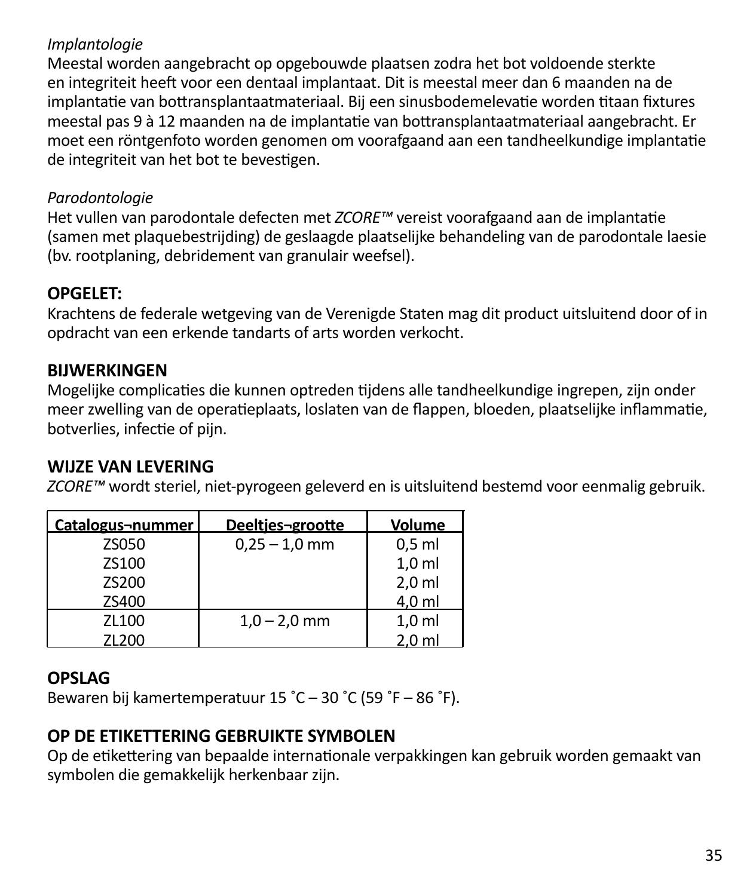*Implantologie*
Meestal worden aangebracht op opgebouwde plaatsen zodra het bot voldoende sterkte en integriteit heeft voor een dentaal implantaat. Dit is meestal meer dan 6 maanden na de implantatie van bottransplantaatmateriaal. Bij een sinusbodemelevatie worden titaan fixtures meestal pas 9 à 12 maanden na de implantatie van bottransplantaatmateriaal aangebracht. Er moet een röntgenfoto worden genomen om voorafgaand aan een tandheelkundige implantatie de integriteit van het bot te bevestigen.

*Parodontologie*
Het vullen van parodontale defecten met *ZCORE™* vereist voorafgaand aan de implantatie (samen met plaquebestrijding) de geslaagde plaatselijke behandeling van de parodontale laesie (bv. rootplaning, debridement van granulair weefsel).

## OPGELET:

Krachtens de federale wetgeving van de Verenigde Staten mag dit product uitsluitend door of in opdracht van een erkende tandarts of arts worden verkocht.

## BIJWERKINGEN

Mogelijke complicaties die kunnen optreden tijdens alle tandheelkundige ingrepen, zijn onder meer zwelling van de operatieplaats, loslaten van de flappen, bloeden, plaatselijke inflammatie, botverlies, infectie of pijn.

## WIJZE VAN LEVERING

*ZCORE™* wordt steriel, niet-pyrogeen geleverd en is uitsluitend bestemd voor eenmalig gebruik.

| Catalogus¬nummer | Deeltjes¬grootte | Volume |
|---|---|---|
| ZS050 | 0,25 – 1,0 mm | 0,5 ml |
| ZS100 | | 1,0 ml |
| ZS200 | | 2,0 ml |
| ZS400 | | 4,0 ml |
| ZL100 | 1,0 – 2,0 mm | 1,0 ml |
| ZL200 | | 2,0 ml |

## OPSLAG

Bewaren bij kamertemperatuur 15 ˚C – 30 ˚C (59 ˚F – 86 ˚F).

## OP DE ETIKETTERING GEBRUIKTE SYMBOLEN

Op de etikettering van bepaalde internationale verpakkingen kan gebruik worden gemaakt van symbolen die gemakkelijk herkenbaar zijn.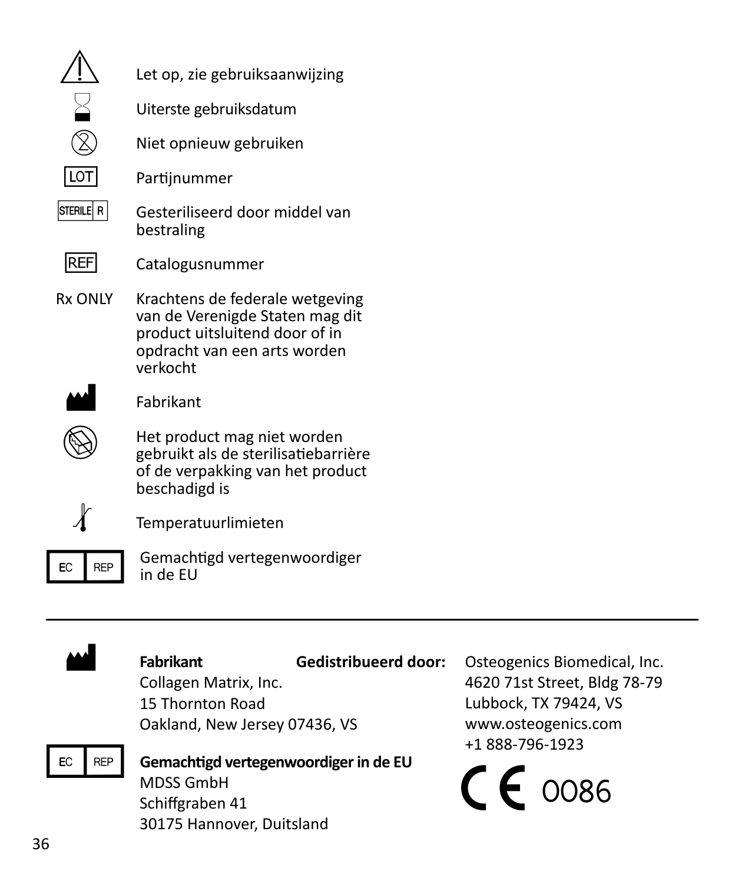| Symbool | Betekenis |
| --- | --- |
| ⚠ | Let op, zie gebruiksaanwijzing |
| ⌛ | Uiterste gebruiksdatum |
| ② | Niet opnieuw gebruiken |
| LOT | Partijnummer |
| STERILE R | Gesteriliseerd door middel van bestraling |
| REF | Catalogusnummer |
| Rx ONLY | Krachtens de federale wetgeving van de Verenigde Staten mag dit product uitsluitend door of in opdracht van een arts worden verkocht |
| | Fabrikant |
| | Het product mag niet worden gebruikt als de sterilisatiebarrière of de verpakking van het product beschadigd is |
| | Temperatuurlimieten |
| EC REP | Gemachtigd vertegenwoordiger in de EU |

---

**Fabrikant**
Collagen Matrix, Inc.
15 Thornton Road
Oakland, New Jersey 07436, VS

**Gedistribueerd door:**
Osteogenics Biomedical, Inc.
4620 71st Street, Bldg 78-79
Lubbock, TX 79424, VS
www.osteogenics.com
+1 888-796-1923

EC REP

**Gemachtigd vertegenwoordiger in de EU**
MDSS GmbH
Schiffgraben 41
30175 Hannover, Duitsland

CE 0086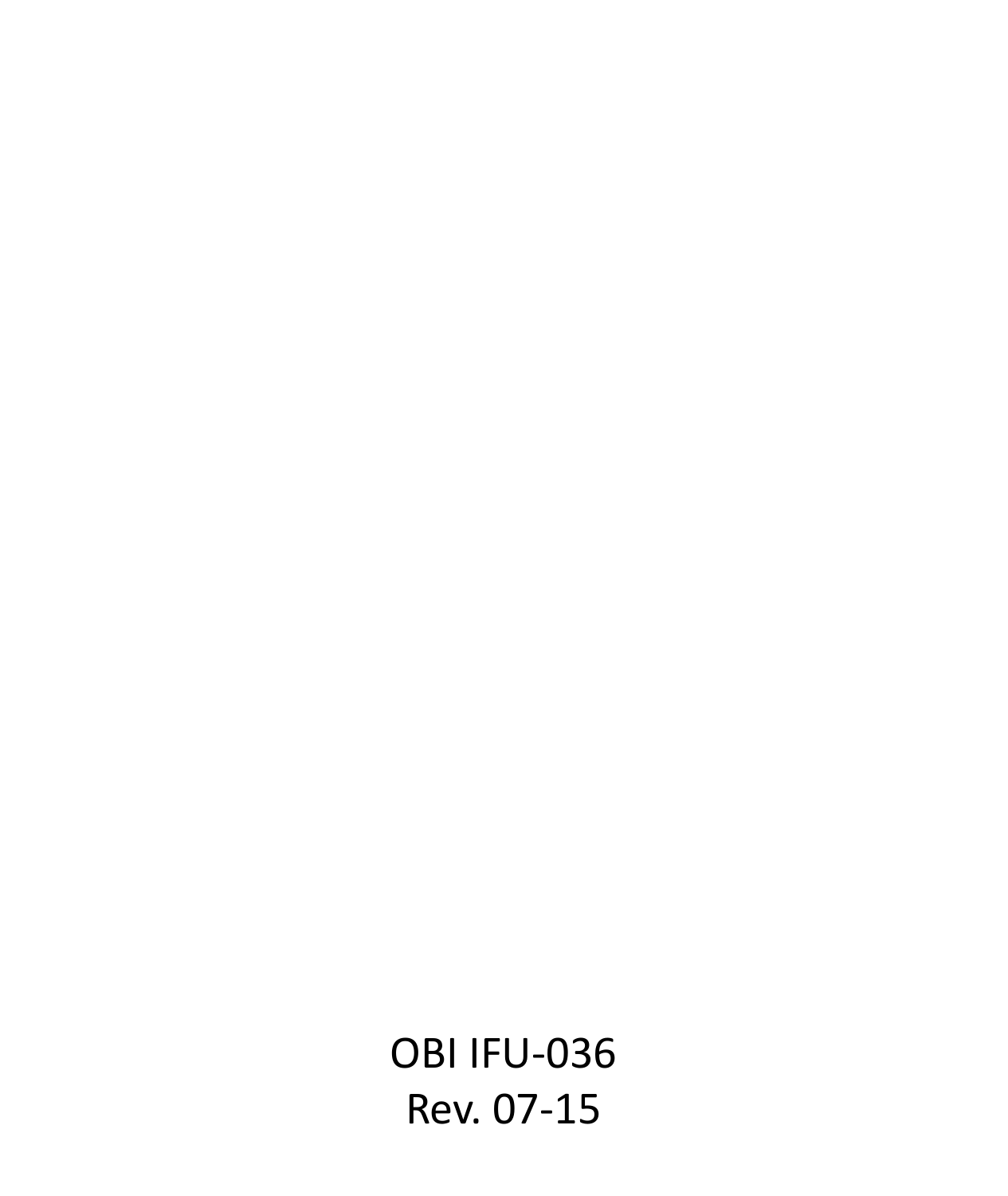OBI IFU-036
Rev. 07-15